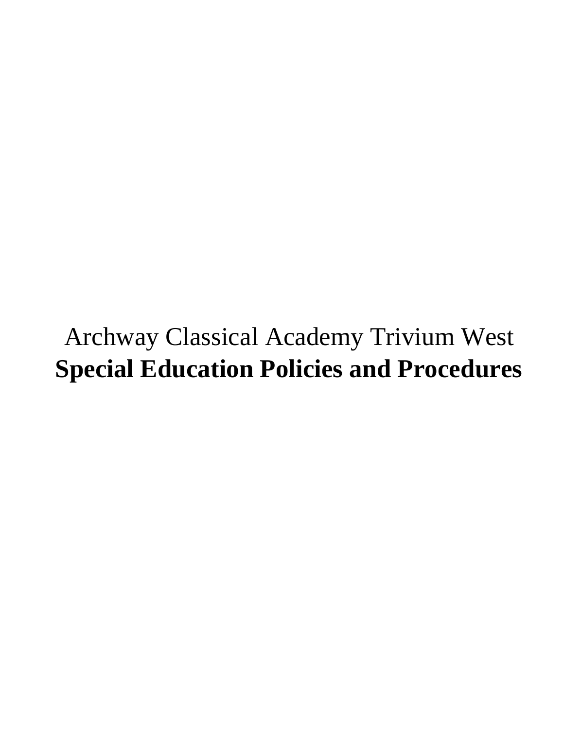Archway Classical Academy Trivium West

# Special Education Policies and Procedures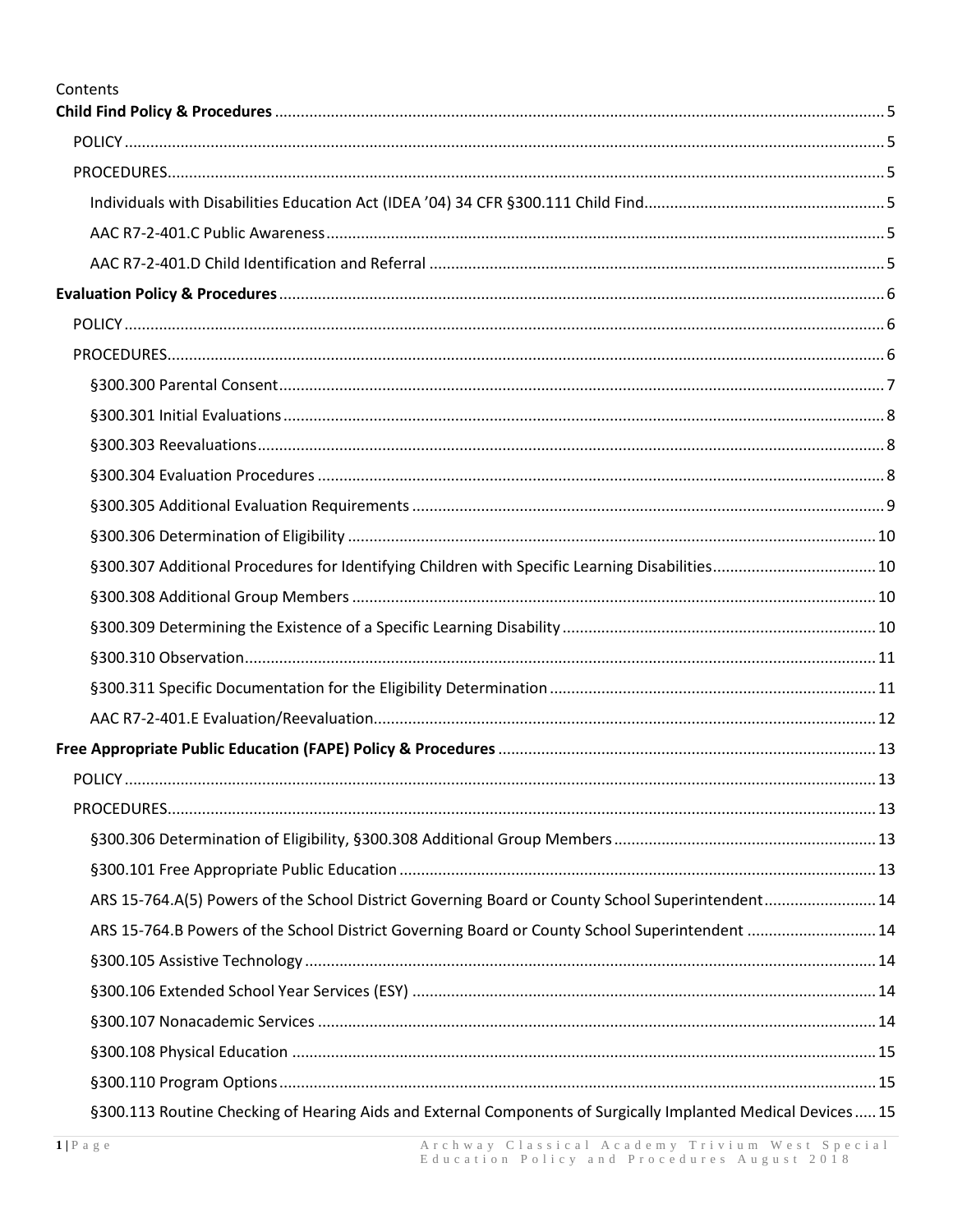Contents

**Child Find Policy & Procedures** ..... 5

- POLICY ..... 5
- PROCEDURES ..... 5
  - Individuals with Disabilities Education Act (IDEA '04) 34 CFR §300.111 Child Find ..... 5
  - AAC R7-2-401.C Public Awareness ..... 5
  - AAC R7-2-401.D Child Identification and Referral ..... 5

**Evaluation Policy & Procedures** ..... 6

- POLICY ..... 6
- PROCEDURES ..... 6
  - §300.300 Parental Consent ..... 7
  - §300.301 Initial Evaluations ..... 8
  - §300.303 Reevaluations ..... 8
  - §300.304 Evaluation Procedures ..... 8
  - §300.305 Additional Evaluation Requirements ..... 9
  - §300.306 Determination of Eligibility ..... 10
  - §300.307 Additional Procedures for Identifying Children with Specific Learning Disabilities ..... 10
  - §300.308 Additional Group Members ..... 10
  - §300.309 Determining the Existence of a Specific Learning Disability ..... 10
  - §300.310 Observation ..... 11
  - §300.311 Specific Documentation for the Eligibility Determination ..... 11
  - AAC R7-2-401.E Evaluation/Reevaluation ..... 12

**Free Appropriate Public Education (FAPE) Policy & Procedures** ..... 13

- POLICY ..... 13
- PROCEDURES ..... 13
  - §300.306 Determination of Eligibility, §300.308 Additional Group Members ..... 13
  - §300.101 Free Appropriate Public Education ..... 13
  - ARS 15-764.A(5) Powers of the School District Governing Board or County School Superintendent ..... 14
  - ARS 15-764.B Powers of the School District Governing Board or County School Superintendent ..... 14
  - §300.105 Assistive Technology ..... 14
  - §300.106 Extended School Year Services (ESY) ..... 14
  - §300.107 Nonacademic Services ..... 14
  - §300.108 Physical Education ..... 15
  - §300.110 Program Options ..... 15
  - §300.113 Routine Checking of Hearing Aids and External Components of Surgically Implanted Medical Devices ..... 15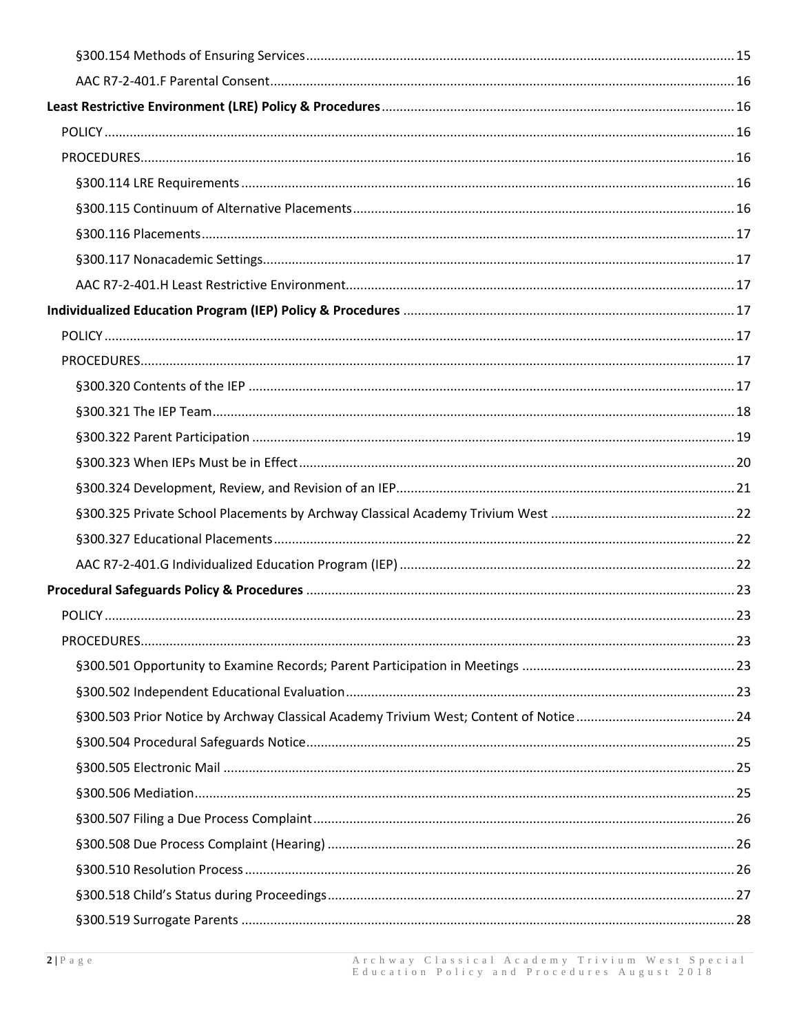§300.154 Methods of Ensuring Services ........................................................ 15

AAC R7-2-401.F Parental Consent ........................................................ 16

**Least Restrictive Environment (LRE) Policy & Procedures** ........................................................ 16

POLICY ........................................................ 16

PROCEDURES ........................................................ 16

§300.114 LRE Requirements ........................................................ 16

§300.115 Continuum of Alternative Placements ........................................................ 16

§300.116 Placements ........................................................ 17

§300.117 Nonacademic Settings ........................................................ 17

AAC R7-2-401.H Least Restrictive Environment ........................................................ 17

**Individualized Education Program (IEP) Policy & Procedures** ........................................................ 17

POLICY ........................................................ 17

PROCEDURES ........................................................ 17

§300.320 Contents of the IEP ........................................................ 17

§300.321 The IEP Team ........................................................ 18

§300.322 Parent Participation ........................................................ 19

§300.323 When IEPs Must be in Effect ........................................................ 20

§300.324 Development, Review, and Revision of an IEP ........................................................ 21

§300.325 Private School Placements by Archway Classical Academy Trivium West ........................................................ 22

§300.327 Educational Placements ........................................................ 22

AAC R7-2-401.G Individualized Education Program (IEP) ........................................................ 22

**Procedural Safeguards Policy & Procedures** ........................................................ 23

POLICY ........................................................ 23

PROCEDURES ........................................................ 23

§300.501 Opportunity to Examine Records; Parent Participation in Meetings ........................................................ 23

§300.502 Independent Educational Evaluation ........................................................ 23

§300.503 Prior Notice by Archway Classical Academy Trivium West; Content of Notice ........................................................ 24

§300.504 Procedural Safeguards Notice ........................................................ 25

§300.505 Electronic Mail ........................................................ 25

§300.506 Mediation ........................................................ 25

§300.507 Filing a Due Process Complaint ........................................................ 26

§300.508 Due Process Complaint (Hearing) ........................................................ 26

§300.510 Resolution Process ........................................................ 26

§300.518 Child's Status during Proceedings ........................................................ 27

§300.519 Surrogate Parents ........................................................ 28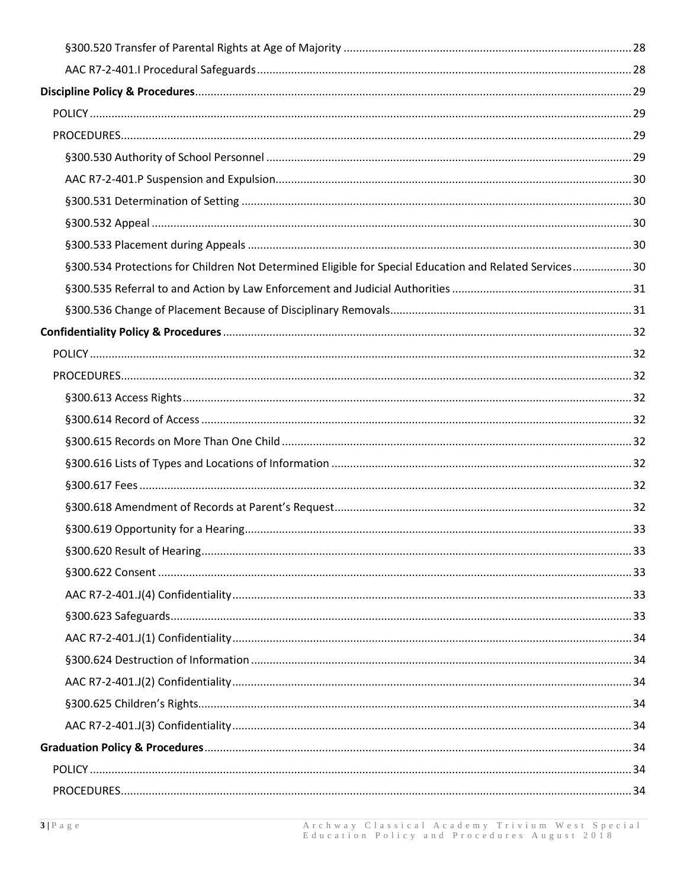§300.520 Transfer of Parental Rights at Age of Majority ............ 28

AAC R7-2-401.I Procedural Safeguards ............ 28

**Discipline Policy & Procedures** ............ 29

POLICY ............ 29

PROCEDURES ............ 29

§300.530 Authority of School Personnel ............ 29

AAC R7-2-401.P Suspension and Expulsion ............ 30

§300.531 Determination of Setting ............ 30

§300.532 Appeal ............ 30

§300.533 Placement during Appeals ............ 30

§300.534 Protections for Children Not Determined Eligible for Special Education and Related Services ............ 30

§300.535 Referral to and Action by Law Enforcement and Judicial Authorities ............ 31

§300.536 Change of Placement Because of Disciplinary Removals ............ 31

**Confidentiality Policy & Procedures** ............ 32

POLICY ............ 32

PROCEDURES ............ 32

§300.613 Access Rights ............ 32

§300.614 Record of Access ............ 32

§300.615 Records on More Than One Child ............ 32

§300.616 Lists of Types and Locations of Information ............ 32

§300.617 Fees ............ 32

§300.618 Amendment of Records at Parent's Request ............ 32

§300.619 Opportunity for a Hearing ............ 33

§300.620 Result of Hearing ............ 33

§300.622 Consent ............ 33

AAC R7-2-401.J(4) Confidentiality ............ 33

§300.623 Safeguards ............ 33

AAC R7-2-401.J(1) Confidentiality ............ 34

§300.624 Destruction of Information ............ 34

AAC R7-2-401.J(2) Confidentiality ............ 34

§300.625 Children's Rights ............ 34

AAC R7-2-401.J(3) Confidentiality ............ 34

**Graduation Policy & Procedures** ............ 34

POLICY ............ 34

PROCEDURES ............ 34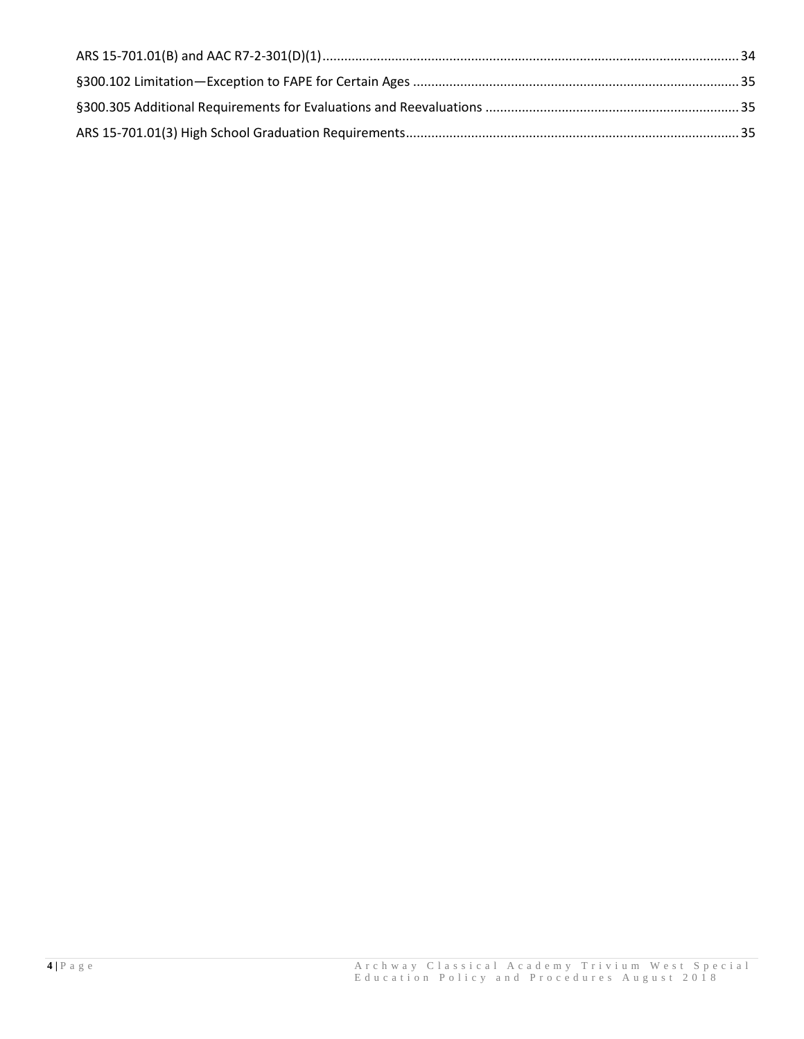ARS 15-701.01(B) and AAC R7-2-301(D)(1) .................................................................................................................. 34

§300.102 Limitation—Exception to FAPE for Certain Ages ......................................................................................... 35

§300.305 Additional Requirements for Evaluations and Reevaluations ..................................................................... 35

ARS 15-701.01(3) High School Graduation Requirements........................................................................................... 35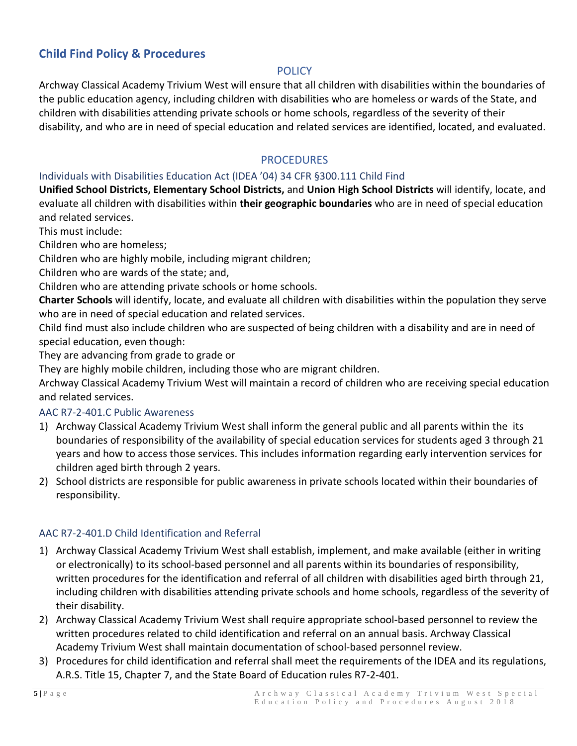## Child Find Policy & Procedures

### POLICY

Archway Classical Academy Trivium West will ensure that all children with disabilities within the boundaries of the public education agency, including children with disabilities who are homeless or wards of the State, and children with disabilities attending private schools or home schools, regardless of the severity of their disability, and who are in need of special education and related services are identified, located, and evaluated.

### PROCEDURES

#### Individuals with Disabilities Education Act (IDEA '04) 34 CFR §300.111 Child Find

**Unified School Districts, Elementary School Districts,** and **Union High School Districts** will identify, locate, and evaluate all children with disabilities within **their geographic boundaries** who are in need of special education and related services.

This must include:

Children who are homeless;

Children who are highly mobile, including migrant children;

Children who are wards of the state; and,

Children who are attending private schools or home schools.

**Charter Schools** will identify, locate, and evaluate all children with disabilities within the population they serve who are in need of special education and related services.

Child find must also include children who are suspected of being children with a disability and are in need of special education, even though:

They are advancing from grade to grade or

They are highly mobile children, including those who are migrant children.

Archway Classical Academy Trivium West will maintain a record of children who are receiving special education and related services.

#### AAC R7-2-401.C Public Awareness

1) Archway Classical Academy Trivium West shall inform the general public and all parents within the its boundaries of responsibility of the availability of special education services for students aged 3 through 21 years and how to access those services. This includes information regarding early intervention services for children aged birth through 2 years.
2) School districts are responsible for public awareness in private schools located within their boundaries of responsibility.

#### AAC R7-2-401.D Child Identification and Referral

1) Archway Classical Academy Trivium West shall establish, implement, and make available (either in writing or electronically) to its school-based personnel and all parents within its boundaries of responsibility, written procedures for the identification and referral of all children with disabilities aged birth through 21, including children with disabilities attending private schools and home schools, regardless of the severity of their disability.
2) Archway Classical Academy Trivium West shall require appropriate school-based personnel to review the written procedures related to child identification and referral on an annual basis. Archway Classical Academy Trivium West shall maintain documentation of school-based personnel review.
3) Procedures for child identification and referral shall meet the requirements of the IDEA and its regulations, A.R.S. Title 15, Chapter 7, and the State Board of Education rules R7-2-401.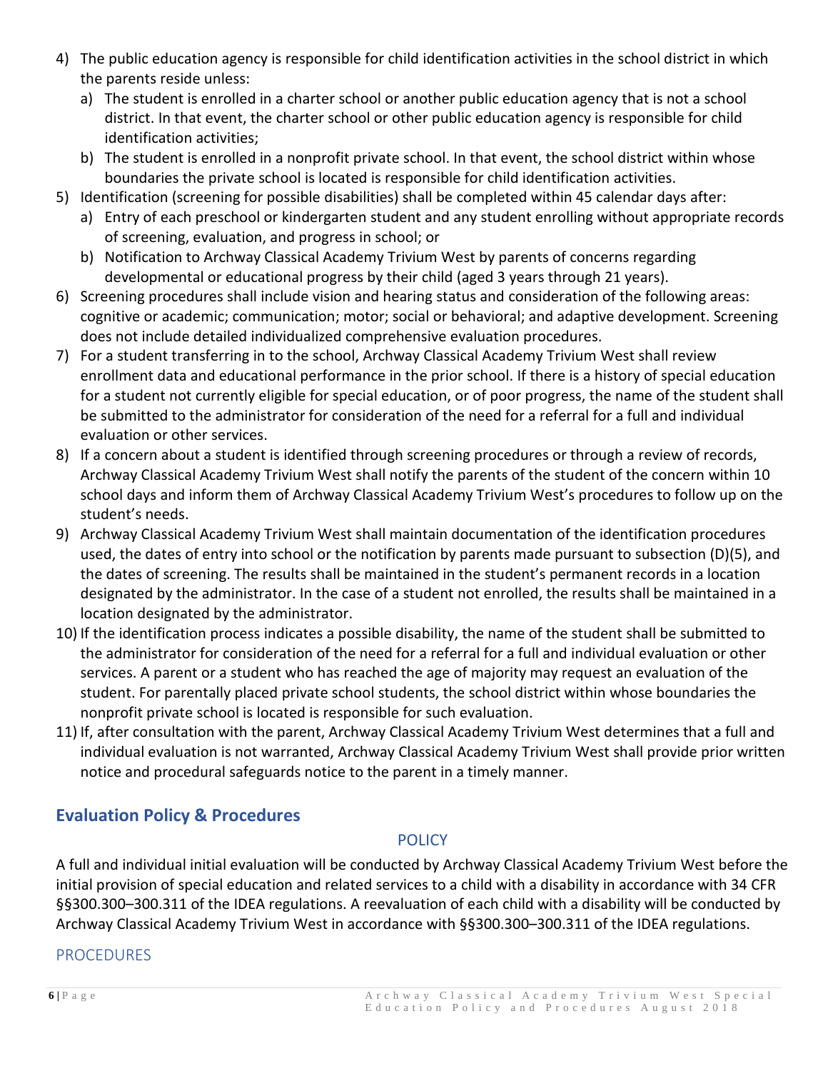4) The public education agency is responsible for child identification activities in the school district in which the parents reside unless:
   a) The student is enrolled in a charter school or another public education agency that is not a school district. In that event, the charter school or other public education agency is responsible for child identification activities;
   b) The student is enrolled in a nonprofit private school. In that event, the school district within whose boundaries the private school is located is responsible for child identification activities.
5) Identification (screening for possible disabilities) shall be completed within 45 calendar days after:
   a) Entry of each preschool or kindergarten student and any student enrolling without appropriate records of screening, evaluation, and progress in school; or
   b) Notification to Archway Classical Academy Trivium West by parents of concerns regarding developmental or educational progress by their child (aged 3 years through 21 years).
6) Screening procedures shall include vision and hearing status and consideration of the following areas: cognitive or academic; communication; motor; social or behavioral; and adaptive development. Screening does not include detailed individualized comprehensive evaluation procedures.
7) For a student transferring in to the school, Archway Classical Academy Trivium West shall review enrollment data and educational performance in the prior school. If there is a history of special education for a student not currently eligible for special education, or of poor progress, the name of the student shall be submitted to the administrator for consideration of the need for a referral for a full and individual evaluation or other services.
8) If a concern about a student is identified through screening procedures or through a review of records, Archway Classical Academy Trivium West shall notify the parents of the student of the concern within 10 school days and inform them of Archway Classical Academy Trivium West's procedures to follow up on the student's needs.
9) Archway Classical Academy Trivium West shall maintain documentation of the identification procedures used, the dates of entry into school or the notification by parents made pursuant to subsection (D)(5), and the dates of screening. The results shall be maintained in the student's permanent records in a location designated by the administrator. In the case of a student not enrolled, the results shall be maintained in a location designated by the administrator.
10) If the identification process indicates a possible disability, the name of the student shall be submitted to the administrator for consideration of the need for a referral for a full and individual evaluation or other services. A parent or a student who has reached the age of majority may request an evaluation of the student. For parentally placed private school students, the school district within whose boundaries the nonprofit private school is located is responsible for such evaluation.
11) If, after consultation with the parent, Archway Classical Academy Trivium West determines that a full and individual evaluation is not warranted, Archway Classical Academy Trivium West shall provide prior written notice and procedural safeguards notice to the parent in a timely manner.

## Evaluation Policy & Procedures

### POLICY

A full and individual initial evaluation will be conducted by Archway Classical Academy Trivium West before the initial provision of special education and related services to a child with a disability in accordance with 34 CFR §§300.300–300.311 of the IDEA regulations. A reevaluation of each child with a disability will be conducted by Archway Classical Academy Trivium West in accordance with §§300.300–300.311 of the IDEA regulations.

### PROCEDURES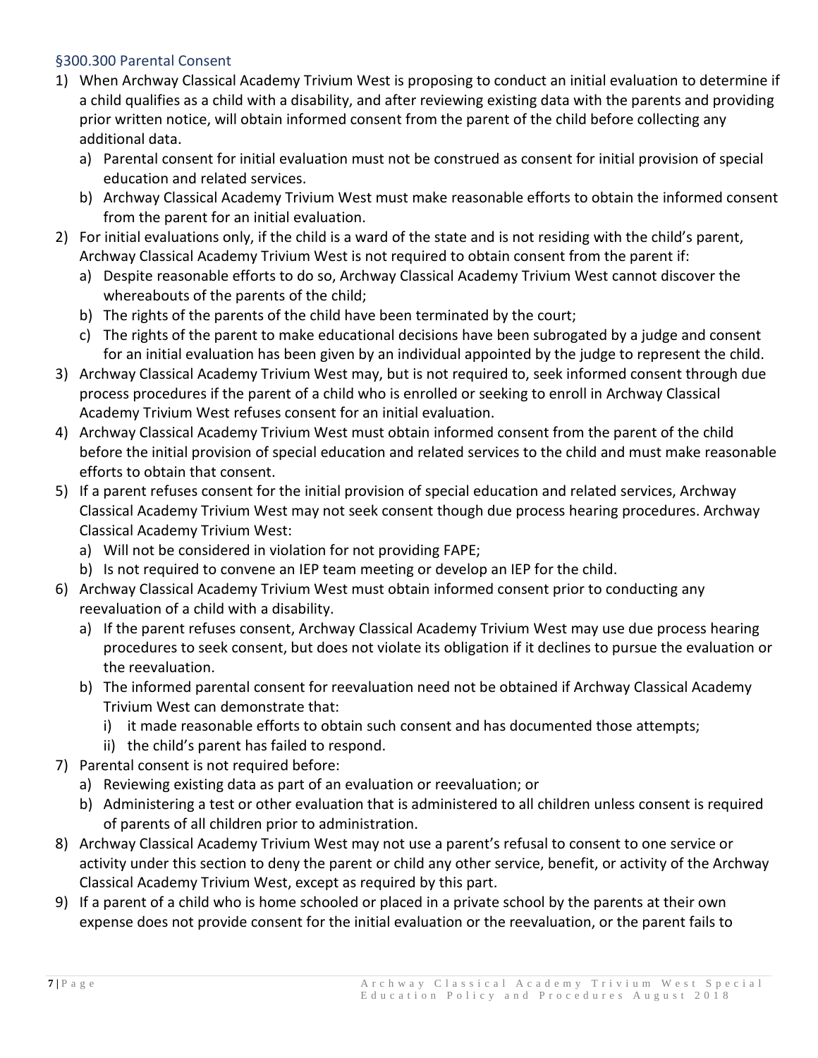### §300.300 Parental Consent

1) When Archway Classical Academy Trivium West is proposing to conduct an initial evaluation to determine if a child qualifies as a child with a disability, and after reviewing existing data with the parents and providing prior written notice, will obtain informed consent from the parent of the child before collecting any additional data.
   a) Parental consent for initial evaluation must not be construed as consent for initial provision of special education and related services.
   b) Archway Classical Academy Trivium West must make reasonable efforts to obtain the informed consent from the parent for an initial evaluation.
2) For initial evaluations only, if the child is a ward of the state and is not residing with the child's parent, Archway Classical Academy Trivium West is not required to obtain consent from the parent if:
   a) Despite reasonable efforts to do so, Archway Classical Academy Trivium West cannot discover the whereabouts of the parents of the child;
   b) The rights of the parents of the child have been terminated by the court;
   c) The rights of the parent to make educational decisions have been subrogated by a judge and consent for an initial evaluation has been given by an individual appointed by the judge to represent the child.
3) Archway Classical Academy Trivium West may, but is not required to, seek informed consent through due process procedures if the parent of a child who is enrolled or seeking to enroll in Archway Classical Academy Trivium West refuses consent for an initial evaluation.
4) Archway Classical Academy Trivium West must obtain informed consent from the parent of the child before the initial provision of special education and related services to the child and must make reasonable efforts to obtain that consent.
5) If a parent refuses consent for the initial provision of special education and related services, Archway Classical Academy Trivium West may not seek consent though due process hearing procedures. Archway Classical Academy Trivium West:
   a) Will not be considered in violation for not providing FAPE;
   b) Is not required to convene an IEP team meeting or develop an IEP for the child.
6) Archway Classical Academy Trivium West must obtain informed consent prior to conducting any reevaluation of a child with a disability.
   a) If the parent refuses consent, Archway Classical Academy Trivium West may use due process hearing procedures to seek consent, but does not violate its obligation if it declines to pursue the evaluation or the reevaluation.
   b) The informed parental consent for reevaluation need not be obtained if Archway Classical Academy Trivium West can demonstrate that:
      i) it made reasonable efforts to obtain such consent and has documented those attempts;
      ii) the child's parent has failed to respond.
7) Parental consent is not required before:
   a) Reviewing existing data as part of an evaluation or reevaluation; or
   b) Administering a test or other evaluation that is administered to all children unless consent is required of parents of all children prior to administration.
8) Archway Classical Academy Trivium West may not use a parent's refusal to consent to one service or activity under this section to deny the parent or child any other service, benefit, or activity of the Archway Classical Academy Trivium West, except as required by this part.
9) If a parent of a child who is home schooled or placed in a private school by the parents at their own expense does not provide consent for the initial evaluation or the reevaluation, or the parent fails to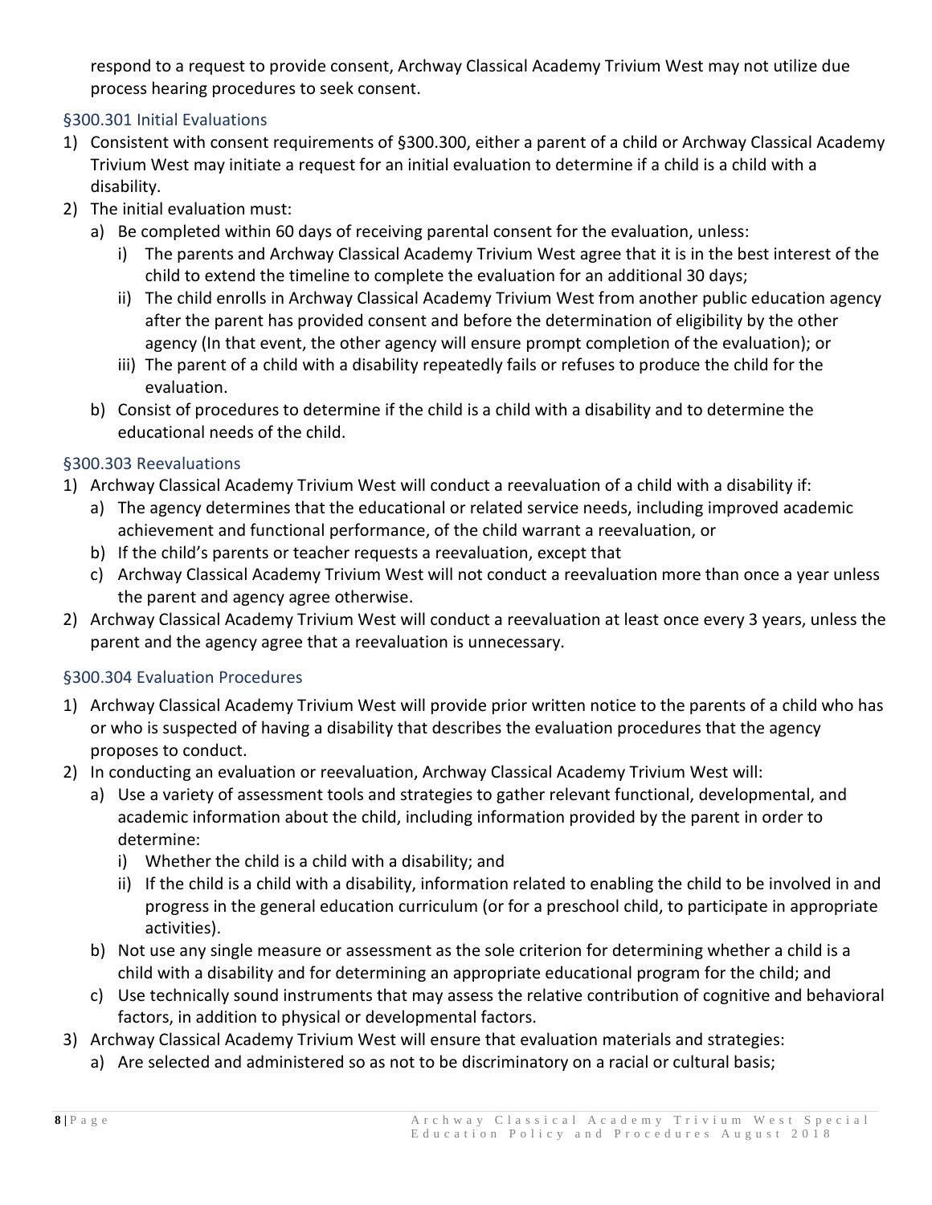respond to a request to provide consent, Archway Classical Academy Trivium West may not utilize due process hearing procedures to seek consent.

### §300.301 Initial Evaluations

1) Consistent with consent requirements of §300.300, either a parent of a child or Archway Classical Academy Trivium West may initiate a request for an initial evaluation to determine if a child is a child with a disability.
2) The initial evaluation must:
   a) Be completed within 60 days of receiving parental consent for the evaluation, unless:
      i) The parents and Archway Classical Academy Trivium West agree that it is in the best interest of the child to extend the timeline to complete the evaluation for an additional 30 days;
      ii) The child enrolls in Archway Classical Academy Trivium West from another public education agency after the parent has provided consent and before the determination of eligibility by the other agency (In that event, the other agency will ensure prompt completion of the evaluation); or
      iii) The parent of a child with a disability repeatedly fails or refuses to produce the child for the evaluation.
   b) Consist of procedures to determine if the child is a child with a disability and to determine the educational needs of the child.

### §300.303 Reevaluations

1) Archway Classical Academy Trivium West will conduct a reevaluation of a child with a disability if:
   a) The agency determines that the educational or related service needs, including improved academic achievement and functional performance, of the child warrant a reevaluation, or
   b) If the child's parents or teacher requests a reevaluation, except that
   c) Archway Classical Academy Trivium West will not conduct a reevaluation more than once a year unless the parent and agency agree otherwise.
2) Archway Classical Academy Trivium West will conduct a reevaluation at least once every 3 years, unless the parent and the agency agree that a reevaluation is unnecessary.

### §300.304 Evaluation Procedures

1) Archway Classical Academy Trivium West will provide prior written notice to the parents of a child who has or who is suspected of having a disability that describes the evaluation procedures that the agency proposes to conduct.
2) In conducting an evaluation or reevaluation, Archway Classical Academy Trivium West will:
   a) Use a variety of assessment tools and strategies to gather relevant functional, developmental, and academic information about the child, including information provided by the parent in order to determine:
      i) Whether the child is a child with a disability; and
      ii) If the child is a child with a disability, information related to enabling the child to be involved in and progress in the general education curriculum (or for a preschool child, to participate in appropriate activities).
   b) Not use any single measure or assessment as the sole criterion for determining whether a child is a child with a disability and for determining an appropriate educational program for the child; and
   c) Use technically sound instruments that may assess the relative contribution of cognitive and behavioral factors, in addition to physical or developmental factors.
3) Archway Classical Academy Trivium West will ensure that evaluation materials and strategies:
   a) Are selected and administered so as not to be discriminatory on a racial or cultural basis;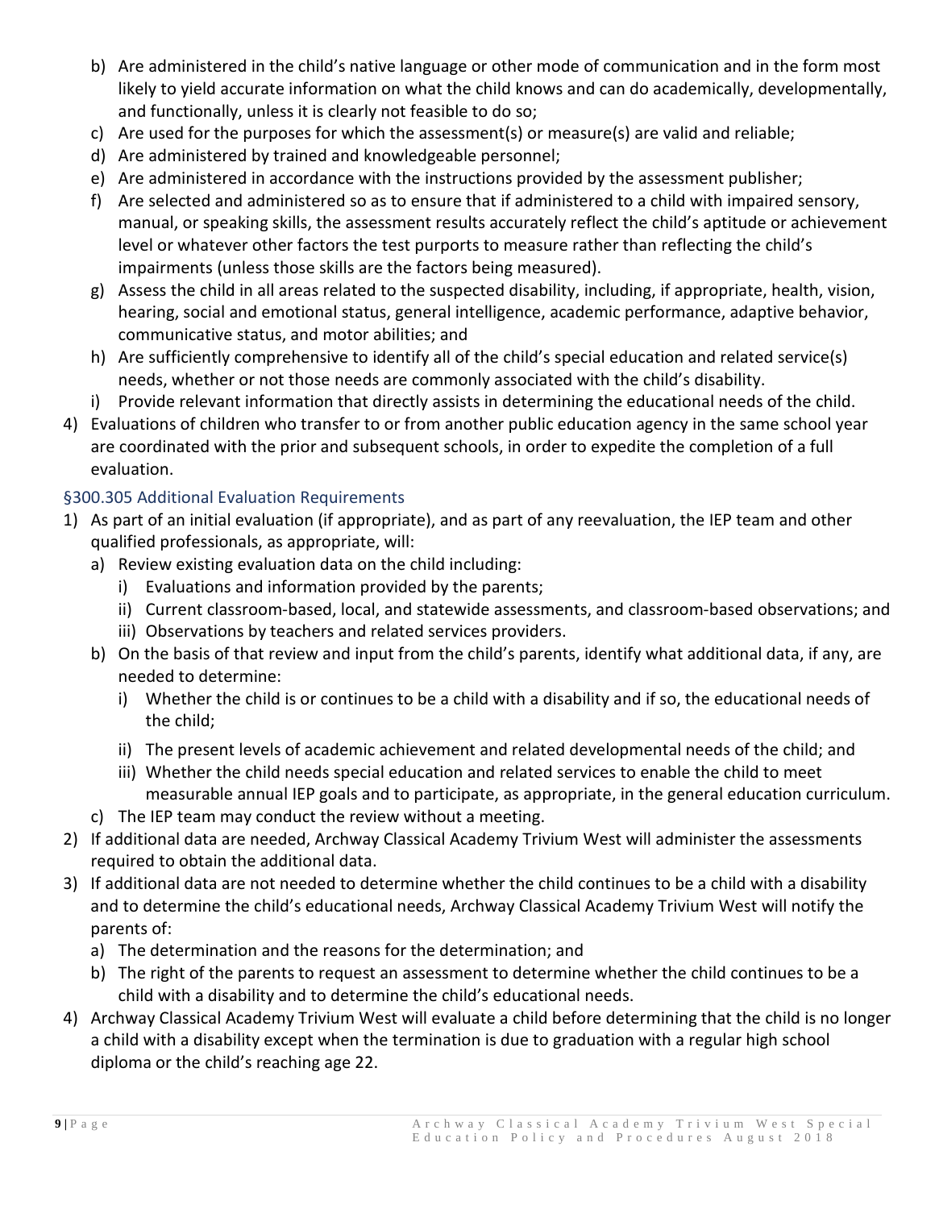b) Are administered in the child's native language or other mode of communication and in the form most likely to yield accurate information on what the child knows and can do academically, developmentally, and functionally, unless it is clearly not feasible to do so;
   c) Are used for the purposes for which the assessment(s) or measure(s) are valid and reliable;
   d) Are administered by trained and knowledgeable personnel;
   e) Are administered in accordance with the instructions provided by the assessment publisher;
   f) Are selected and administered so as to ensure that if administered to a child with impaired sensory, manual, or speaking skills, the assessment results accurately reflect the child's aptitude or achievement level or whatever other factors the test purports to measure rather than reflecting the child's impairments (unless those skills are the factors being measured).
   g) Assess the child in all areas related to the suspected disability, including, if appropriate, health, vision, hearing, social and emotional status, general intelligence, academic performance, adaptive behavior, communicative status, and motor abilities; and
   h) Are sufficiently comprehensive to identify all of the child's special education and related service(s) needs, whether or not those needs are commonly associated with the child's disability.
   i) Provide relevant information that directly assists in determining the educational needs of the child.
4) Evaluations of children who transfer to or from another public education agency in the same school year are coordinated with the prior and subsequent schools, in order to expedite the completion of a full evaluation.

### §300.305 Additional Evaluation Requirements

1) As part of an initial evaluation (if appropriate), and as part of any reevaluation, the IEP team and other qualified professionals, as appropriate, will:
   a) Review existing evaluation data on the child including:
      i) Evaluations and information provided by the parents;
      ii) Current classroom-based, local, and statewide assessments, and classroom-based observations; and
      iii) Observations by teachers and related services providers.
   b) On the basis of that review and input from the child's parents, identify what additional data, if any, are needed to determine:
      i) Whether the child is or continues to be a child with a disability and if so, the educational needs of the child;
      ii) The present levels of academic achievement and related developmental needs of the child; and
      iii) Whether the child needs special education and related services to enable the child to meet measurable annual IEP goals and to participate, as appropriate, in the general education curriculum.
   c) The IEP team may conduct the review without a meeting.
2) If additional data are needed, Archway Classical Academy Trivium West will administer the assessments required to obtain the additional data.
3) If additional data are not needed to determine whether the child continues to be a child with a disability and to determine the child's educational needs, Archway Classical Academy Trivium West will notify the parents of:
   a) The determination and the reasons for the determination; and
   b) The right of the parents to request an assessment to determine whether the child continues to be a child with a disability and to determine the child's educational needs.
4) Archway Classical Academy Trivium West will evaluate a child before determining that the child is no longer a child with a disability except when the termination is due to graduation with a regular high school diploma or the child's reaching age 22.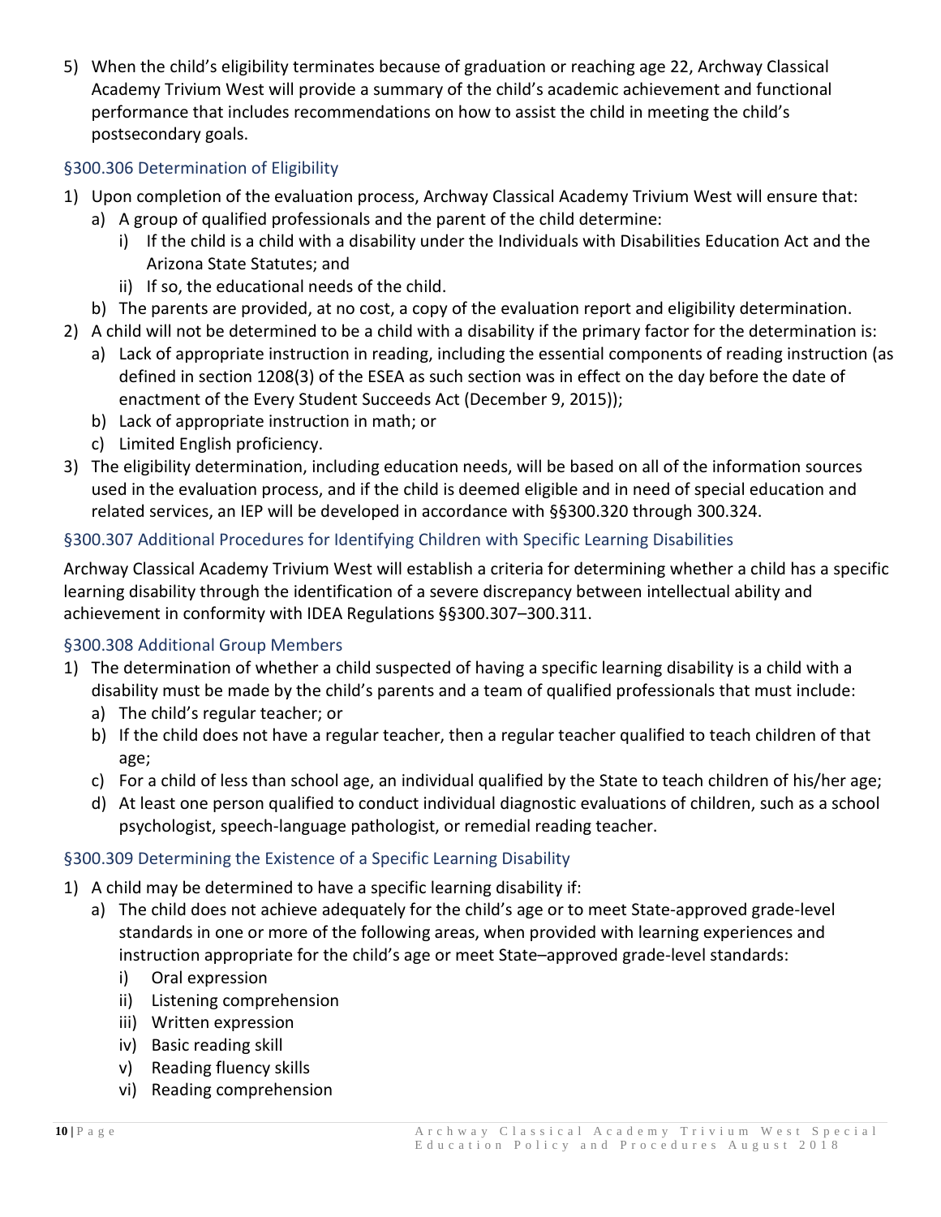5) When the child's eligibility terminates because of graduation or reaching age 22, Archway Classical Academy Trivium West will provide a summary of the child's academic achievement and functional performance that includes recommendations on how to assist the child in meeting the child's postsecondary goals.

### §300.306 Determination of Eligibility

1) Upon completion of the evaluation process, Archway Classical Academy Trivium West will ensure that:
   a) A group of qualified professionals and the parent of the child determine:
      i) If the child is a child with a disability under the Individuals with Disabilities Education Act and the Arizona State Statutes; and
      ii) If so, the educational needs of the child.
   b) The parents are provided, at no cost, a copy of the evaluation report and eligibility determination.
2) A child will not be determined to be a child with a disability if the primary factor for the determination is:
   a) Lack of appropriate instruction in reading, including the essential components of reading instruction (as defined in section 1208(3) of the ESEA as such section was in effect on the day before the date of enactment of the Every Student Succeeds Act (December 9, 2015));
   b) Lack of appropriate instruction in math; or
   c) Limited English proficiency.
3) The eligibility determination, including education needs, will be based on all of the information sources used in the evaluation process, and if the child is deemed eligible and in need of special education and related services, an IEP will be developed in accordance with §§300.320 through 300.324.

### §300.307 Additional Procedures for Identifying Children with Specific Learning Disabilities

Archway Classical Academy Trivium West will establish a criteria for determining whether a child has a specific learning disability through the identification of a severe discrepancy between intellectual ability and achievement in conformity with IDEA Regulations §§300.307–300.311.

### §300.308 Additional Group Members

1) The determination of whether a child suspected of having a specific learning disability is a child with a disability must be made by the child's parents and a team of qualified professionals that must include:
   a) The child's regular teacher; or
   b) If the child does not have a regular teacher, then a regular teacher qualified to teach children of that age;
   c) For a child of less than school age, an individual qualified by the State to teach children of his/her age;
   d) At least one person qualified to conduct individual diagnostic evaluations of children, such as a school psychologist, speech-language pathologist, or remedial reading teacher.

### §300.309 Determining the Existence of a Specific Learning Disability

1) A child may be determined to have a specific learning disability if:
   a) The child does not achieve adequately for the child's age or to meet State-approved grade-level standards in one or more of the following areas, when provided with learning experiences and instruction appropriate for the child's age or meet State–approved grade-level standards:
      i) Oral expression
      ii) Listening comprehension
      iii) Written expression
      iv) Basic reading skill
      v) Reading fluency skills
      vi) Reading comprehension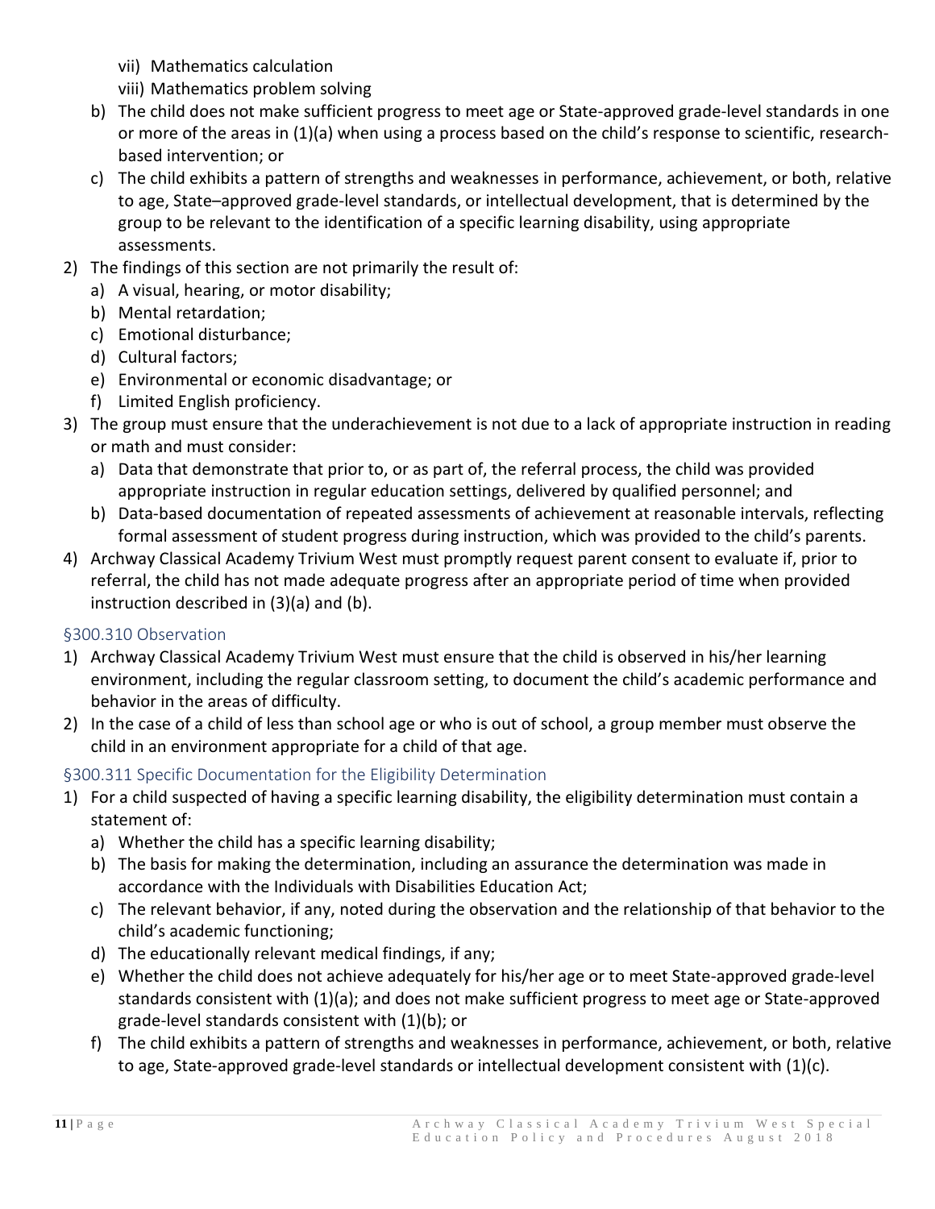vii) Mathematics calculation

viii) Mathematics problem solving

b) The child does not make sufficient progress to meet age or State-approved grade-level standards in one or more of the areas in (1)(a) when using a process based on the child's response to scientific, research-based intervention; or

c) The child exhibits a pattern of strengths and weaknesses in performance, achievement, or both, relative to age, State–approved grade-level standards, or intellectual development, that is determined by the group to be relevant to the identification of a specific learning disability, using appropriate assessments.

2) The findings of this section are not primarily the result of:
   a) A visual, hearing, or motor disability;
   b) Mental retardation;
   c) Emotional disturbance;
   d) Cultural factors;
   e) Environmental or economic disadvantage; or
   f) Limited English proficiency.
3) The group must ensure that the underachievement is not due to a lack of appropriate instruction in reading or math and must consider:
   a) Data that demonstrate that prior to, or as part of, the referral process, the child was provided appropriate instruction in regular education settings, delivered by qualified personnel; and
   b) Data-based documentation of repeated assessments of achievement at reasonable intervals, reflecting formal assessment of student progress during instruction, which was provided to the child's parents.
4) Archway Classical Academy Trivium West must promptly request parent consent to evaluate if, prior to referral, the child has not made adequate progress after an appropriate period of time when provided instruction described in (3)(a) and (b).

### §300.310 Observation

1) Archway Classical Academy Trivium West must ensure that the child is observed in his/her learning environment, including the regular classroom setting, to document the child's academic performance and behavior in the areas of difficulty.
2) In the case of a child of less than school age or who is out of school, a group member must observe the child in an environment appropriate for a child of that age.

### §300.311 Specific Documentation for the Eligibility Determination

1) For a child suspected of having a specific learning disability, the eligibility determination must contain a statement of:
   a) Whether the child has a specific learning disability;
   b) The basis for making the determination, including an assurance the determination was made in accordance with the Individuals with Disabilities Education Act;
   c) The relevant behavior, if any, noted during the observation and the relationship of that behavior to the child's academic functioning;
   d) The educationally relevant medical findings, if any;
   e) Whether the child does not achieve adequately for his/her age or to meet State-approved grade-level standards consistent with (1)(a); and does not make sufficient progress to meet age or State-approved grade-level standards consistent with (1)(b); or
   f) The child exhibits a pattern of strengths and weaknesses in performance, achievement, or both, relative to age, State-approved grade-level standards or intellectual development consistent with (1)(c).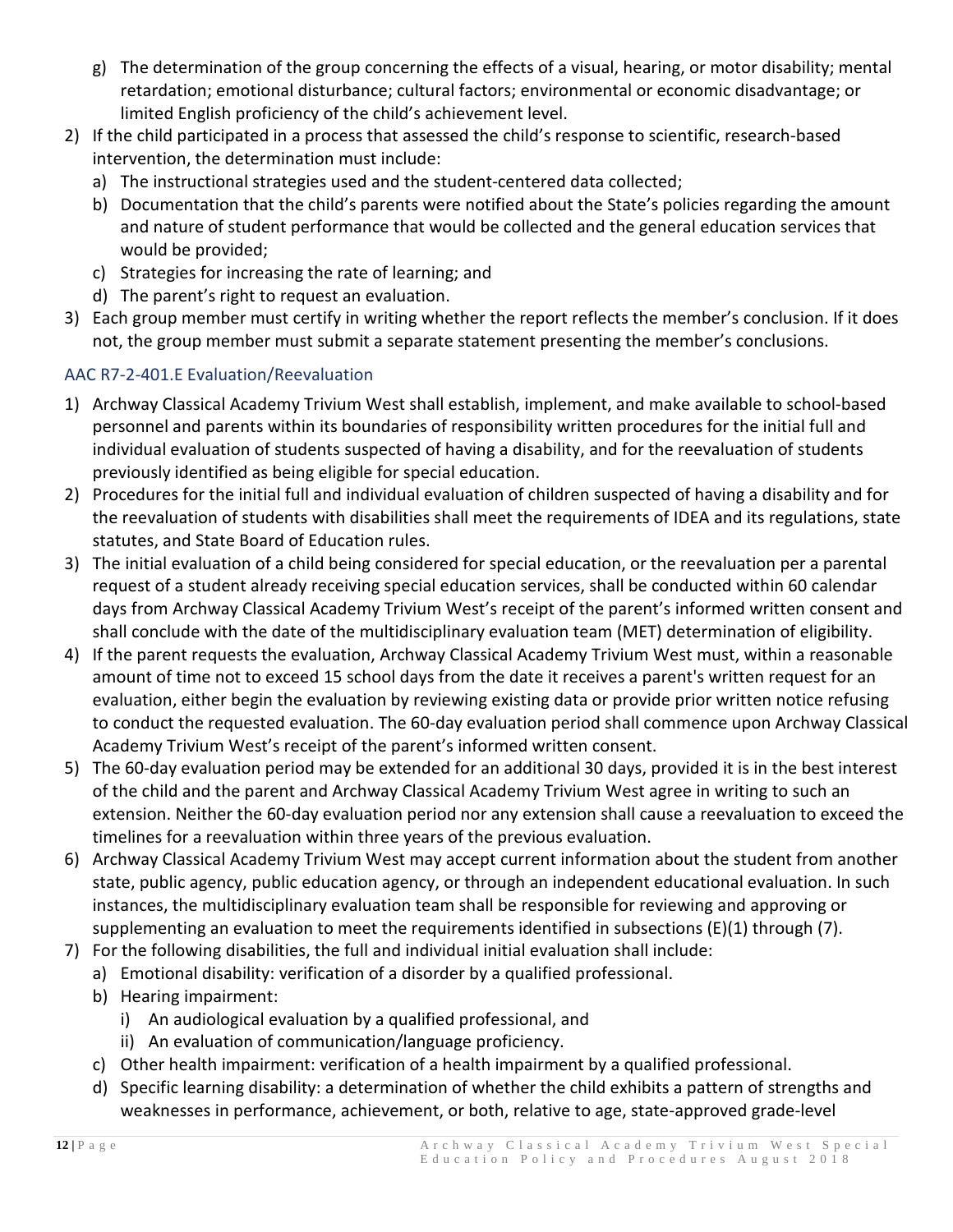g) The determination of the group concerning the effects of a visual, hearing, or motor disability; mental retardation; emotional disturbance; cultural factors; environmental or economic disadvantage; or limited English proficiency of the child's achievement level.

2) If the child participated in a process that assessed the child's response to scientific, research-based intervention, the determination must include:
   a) The instructional strategies used and the student-centered data collected;
   b) Documentation that the child's parents were notified about the State's policies regarding the amount and nature of student performance that would be collected and the general education services that would be provided;
   c) Strategies for increasing the rate of learning; and
   d) The parent's right to request an evaluation.
3) Each group member must certify in writing whether the report reflects the member's conclusion. If it does not, the group member must submit a separate statement presenting the member's conclusions.

### AAC R7-2-401.E Evaluation/Reevaluation

1) Archway Classical Academy Trivium West shall establish, implement, and make available to school-based personnel and parents within its boundaries of responsibility written procedures for the initial full and individual evaluation of students suspected of having a disability, and for the reevaluation of students previously identified as being eligible for special education.
2) Procedures for the initial full and individual evaluation of children suspected of having a disability and for the reevaluation of students with disabilities shall meet the requirements of IDEA and its regulations, state statutes, and State Board of Education rules.
3) The initial evaluation of a child being considered for special education, or the reevaluation per a parental request of a student already receiving special education services, shall be conducted within 60 calendar days from Archway Classical Academy Trivium West's receipt of the parent's informed written consent and shall conclude with the date of the multidisciplinary evaluation team (MET) determination of eligibility.
4) If the parent requests the evaluation, Archway Classical Academy Trivium West must, within a reasonable amount of time not to exceed 15 school days from the date it receives a parent's written request for an evaluation, either begin the evaluation by reviewing existing data or provide prior written notice refusing to conduct the requested evaluation. The 60-day evaluation period shall commence upon Archway Classical Academy Trivium West's receipt of the parent's informed written consent.
5) The 60-day evaluation period may be extended for an additional 30 days, provided it is in the best interest of the child and the parent and Archway Classical Academy Trivium West agree in writing to such an extension. Neither the 60-day evaluation period nor any extension shall cause a reevaluation to exceed the timelines for a reevaluation within three years of the previous evaluation.
6) Archway Classical Academy Trivium West may accept current information about the student from another state, public agency, public education agency, or through an independent educational evaluation. In such instances, the multidisciplinary evaluation team shall be responsible for reviewing and approving or supplementing an evaluation to meet the requirements identified in subsections (E)(1) through (7).
7) For the following disabilities, the full and individual initial evaluation shall include:
   a) Emotional disability: verification of a disorder by a qualified professional.
   b) Hearing impairment:
      i) An audiological evaluation by a qualified professional, and
      ii) An evaluation of communication/language proficiency.
   c) Other health impairment: verification of a health impairment by a qualified professional.
   d) Specific learning disability: a determination of whether the child exhibits a pattern of strengths and weaknesses in performance, achievement, or both, relative to age, state-approved grade-level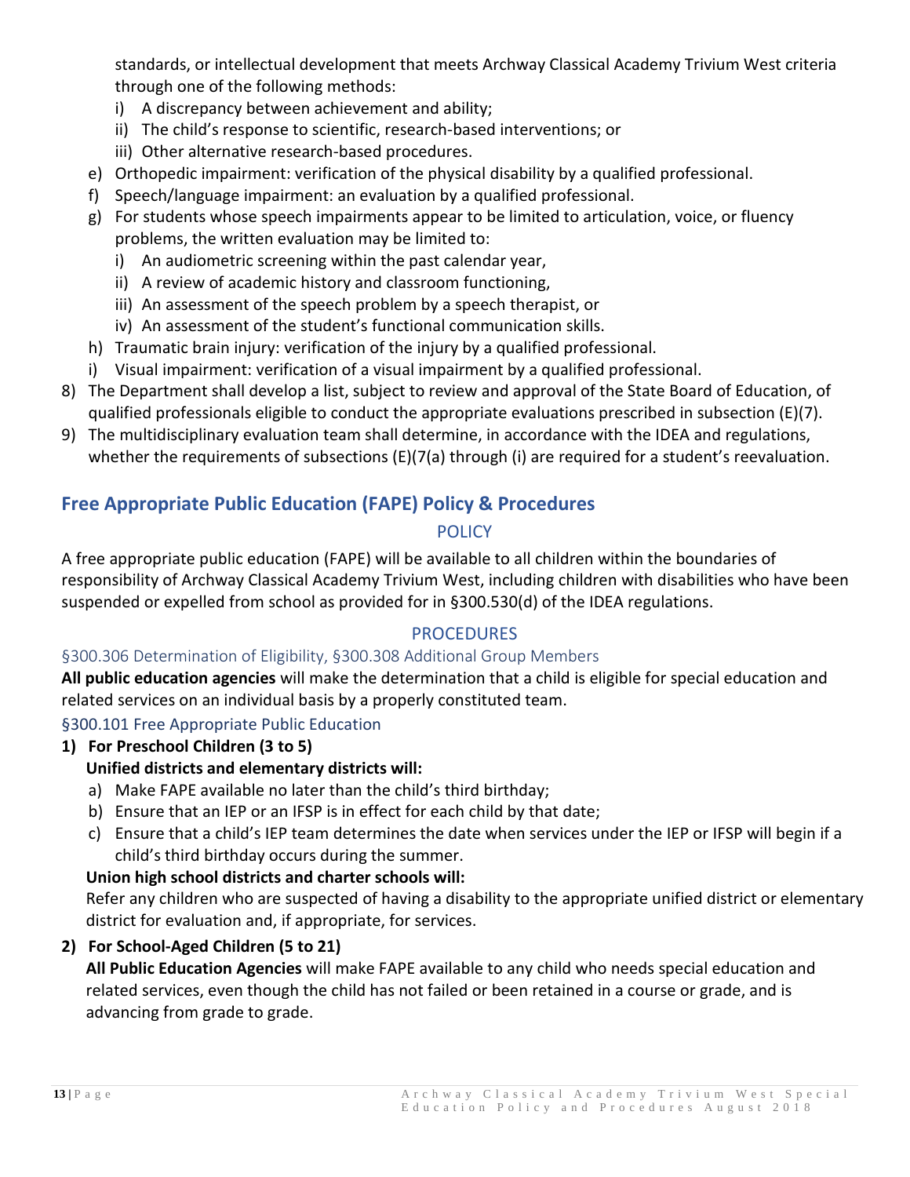standards, or intellectual development that meets Archway Classical Academy Trivium West criteria through one of the following methods:

    i) A discrepancy between achievement and ability;
    ii) The child's response to scientific, research-based interventions; or
    iii) Other alternative research-based procedures.

  e) Orthopedic impairment: verification of the physical disability by a qualified professional.
  f) Speech/language impairment: an evaluation by a qualified professional.
  g) For students whose speech impairments appear to be limited to articulation, voice, or fluency problems, the written evaluation may be limited to:
    i) An audiometric screening within the past calendar year,
    ii) A review of academic history and classroom functioning,
    iii) An assessment of the speech problem by a speech therapist, or
    iv) An assessment of the student's functional communication skills.
  h) Traumatic brain injury: verification of the injury by a qualified professional.
  i) Visual impairment: verification of a visual impairment by a qualified professional.

8) The Department shall develop a list, subject to review and approval of the State Board of Education, of qualified professionals eligible to conduct the appropriate evaluations prescribed in subsection (E)(7).
9) The multidisciplinary evaluation team shall determine, in accordance with the IDEA and regulations, whether the requirements of subsections (E)(7(a) through (i) are required for a student's reevaluation.

## Free Appropriate Public Education (FAPE) Policy & Procedures

### POLICY

A free appropriate public education (FAPE) will be available to all children within the boundaries of responsibility of Archway Classical Academy Trivium West, including children with disabilities who have been suspended or expelled from school as provided for in §300.530(d) of the IDEA regulations.

### PROCEDURES

#### §300.306 Determination of Eligibility, §300.308 Additional Group Members

**All public education agencies** will make the determination that a child is eligible for special education and related services on an individual basis by a properly constituted team.

#### §300.101 Free Appropriate Public Education

1) **For Preschool Children (3 to 5)**

   **Unified districts and elementary districts will:**

   a) Make FAPE available no later than the child's third birthday;
   b) Ensure that an IEP or an IFSP is in effect for each child by that date;
   c) Ensure that a child's IEP team determines the date when services under the IEP or IFSP will begin if a child's third birthday occurs during the summer.

   **Union high school districts and charter schools will:**

   Refer any children who are suspected of having a disability to the appropriate unified district or elementary district for evaluation and, if appropriate, for services.

2) **For School-Aged Children (5 to 21)**

   **All Public Education Agencies** will make FAPE available to any child who needs special education and related services, even though the child has not failed or been retained in a course or grade, and is advancing from grade to grade.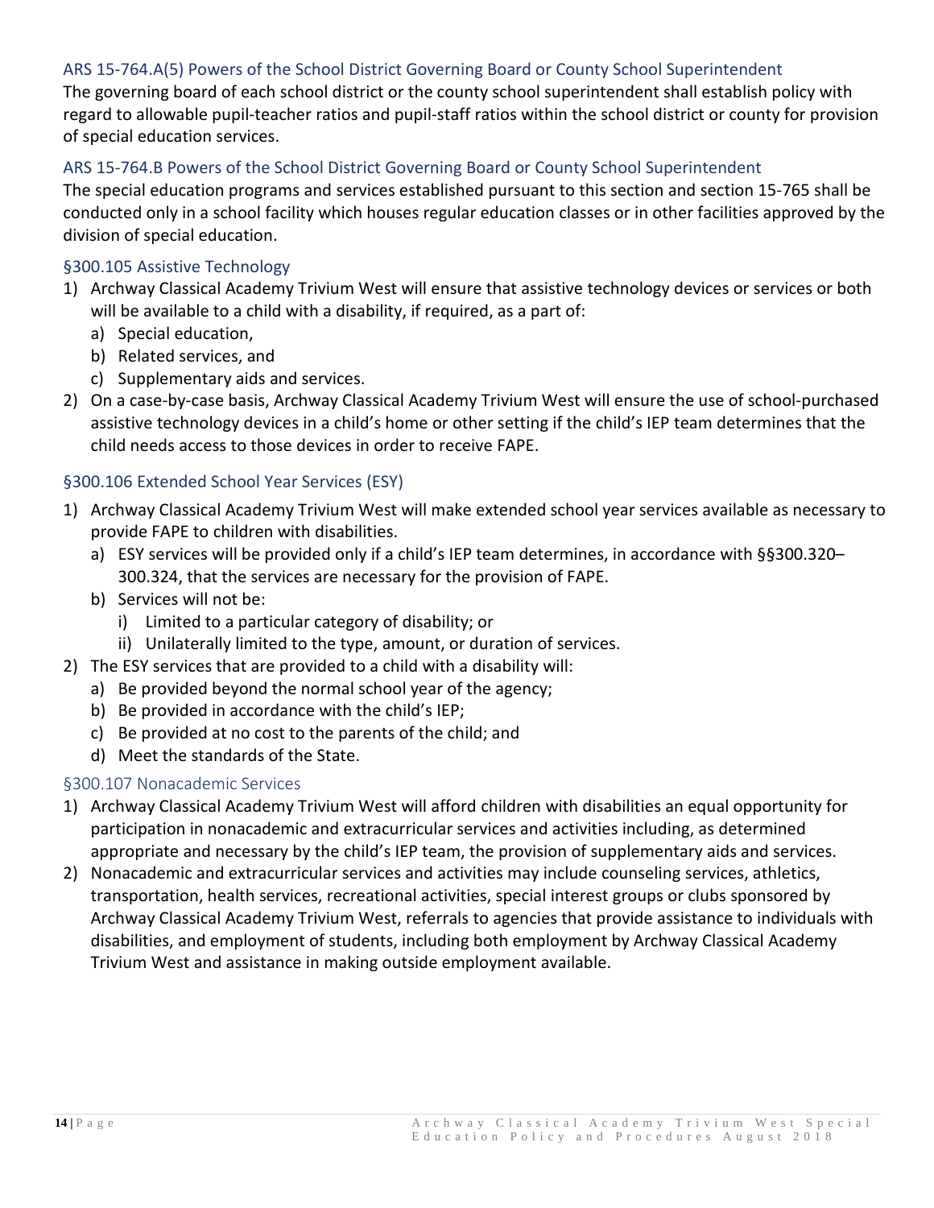### ARS 15-764.A(5) Powers of the School District Governing Board or County School Superintendent

The governing board of each school district or the county school superintendent shall establish policy with regard to allowable pupil-teacher ratios and pupil-staff ratios within the school district or county for provision of special education services.

### ARS 15-764.B Powers of the School District Governing Board or County School Superintendent

The special education programs and services established pursuant to this section and section 15-765 shall be conducted only in a school facility which houses regular education classes or in other facilities approved by the division of special education.

### §300.105 Assistive Technology

1) Archway Classical Academy Trivium West will ensure that assistive technology devices or services or both will be available to a child with a disability, if required, as a part of:
   a) Special education,
   b) Related services, and
   c) Supplementary aids and services.
2) On a case-by-case basis, Archway Classical Academy Trivium West will ensure the use of school-purchased assistive technology devices in a child's home or other setting if the child's IEP team determines that the child needs access to those devices in order to receive FAPE.

### §300.106 Extended School Year Services (ESY)

1) Archway Classical Academy Trivium West will make extended school year services available as necessary to provide FAPE to children with disabilities.
   a) ESY services will be provided only if a child's IEP team determines, in accordance with §§300.320–300.324, that the services are necessary for the provision of FAPE.
   b) Services will not be:
      i) Limited to a particular category of disability; or
      ii) Unilaterally limited to the type, amount, or duration of services.
2) The ESY services that are provided to a child with a disability will:
   a) Be provided beyond the normal school year of the agency;
   b) Be provided in accordance with the child's IEP;
   c) Be provided at no cost to the parents of the child; and
   d) Meet the standards of the State.

### §300.107 Nonacademic Services

1) Archway Classical Academy Trivium West will afford children with disabilities an equal opportunity for participation in nonacademic and extracurricular services and activities including, as determined appropriate and necessary by the child's IEP team, the provision of supplementary aids and services.
2) Nonacademic and extracurricular services and activities may include counseling services, athletics, transportation, health services, recreational activities, special interest groups or clubs sponsored by Archway Classical Academy Trivium West, referrals to agencies that provide assistance to individuals with disabilities, and employment of students, including both employment by Archway Classical Academy Trivium West and assistance in making outside employment available.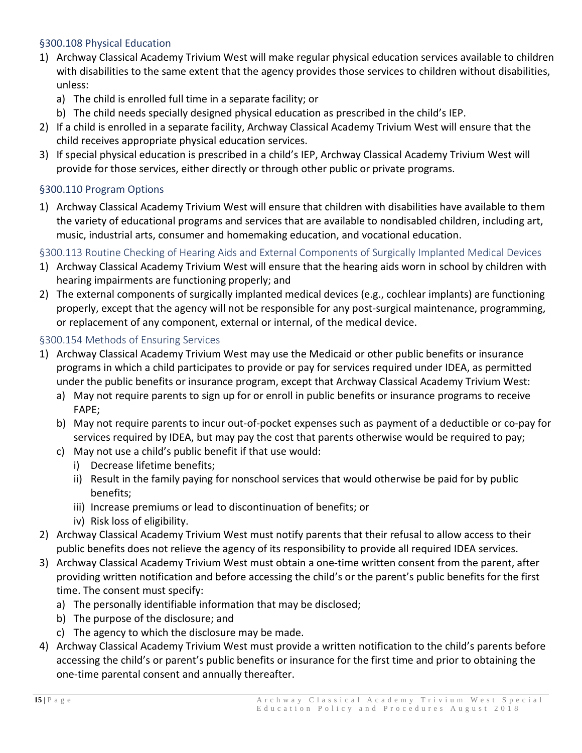### §300.108 Physical Education

1) Archway Classical Academy Trivium West will make regular physical education services available to children with disabilities to the same extent that the agency provides those services to children without disabilities, unless:
   a) The child is enrolled full time in a separate facility; or
   b) The child needs specially designed physical education as prescribed in the child's IEP.
2) If a child is enrolled in a separate facility, Archway Classical Academy Trivium West will ensure that the child receives appropriate physical education services.
3) If special physical education is prescribed in a child's IEP, Archway Classical Academy Trivium West will provide for those services, either directly or through other public or private programs.

### §300.110 Program Options

1) Archway Classical Academy Trivium West will ensure that children with disabilities have available to them the variety of educational programs and services that are available to nondisabled children, including art, music, industrial arts, consumer and homemaking education, and vocational education.

### §300.113 Routine Checking of Hearing Aids and External Components of Surgically Implanted Medical Devices

1) Archway Classical Academy Trivium West will ensure that the hearing aids worn in school by children with hearing impairments are functioning properly; and
2) The external components of surgically implanted medical devices (e.g., cochlear implants) are functioning properly, except that the agency will not be responsible for any post-surgical maintenance, programming, or replacement of any component, external or internal, of the medical device.

### §300.154 Methods of Ensuring Services

1) Archway Classical Academy Trivium West may use the Medicaid or other public benefits or insurance programs in which a child participates to provide or pay for services required under IDEA, as permitted under the public benefits or insurance program, except that Archway Classical Academy Trivium West:
   a) May not require parents to sign up for or enroll in public benefits or insurance programs to receive FAPE;
   b) May not require parents to incur out-of-pocket expenses such as payment of a deductible or co-pay for services required by IDEA, but may pay the cost that parents otherwise would be required to pay;
   c) May not use a child's public benefit if that use would:
      i) Decrease lifetime benefits;
      ii) Result in the family paying for nonschool services that would otherwise be paid for by public benefits;
      iii) Increase premiums or lead to discontinuation of benefits; or
      iv) Risk loss of eligibility.
2) Archway Classical Academy Trivium West must notify parents that their refusal to allow access to their public benefits does not relieve the agency of its responsibility to provide all required IDEA services.
3) Archway Classical Academy Trivium West must obtain a one-time written consent from the parent, after providing written notification and before accessing the child's or the parent's public benefits for the first time. The consent must specify:
   a) The personally identifiable information that may be disclosed;
   b) The purpose of the disclosure; and
   c) The agency to which the disclosure may be made.
4) Archway Classical Academy Trivium West must provide a written notification to the child's parents before accessing the child's or parent's public benefits or insurance for the first time and prior to obtaining the one-time parental consent and annually thereafter.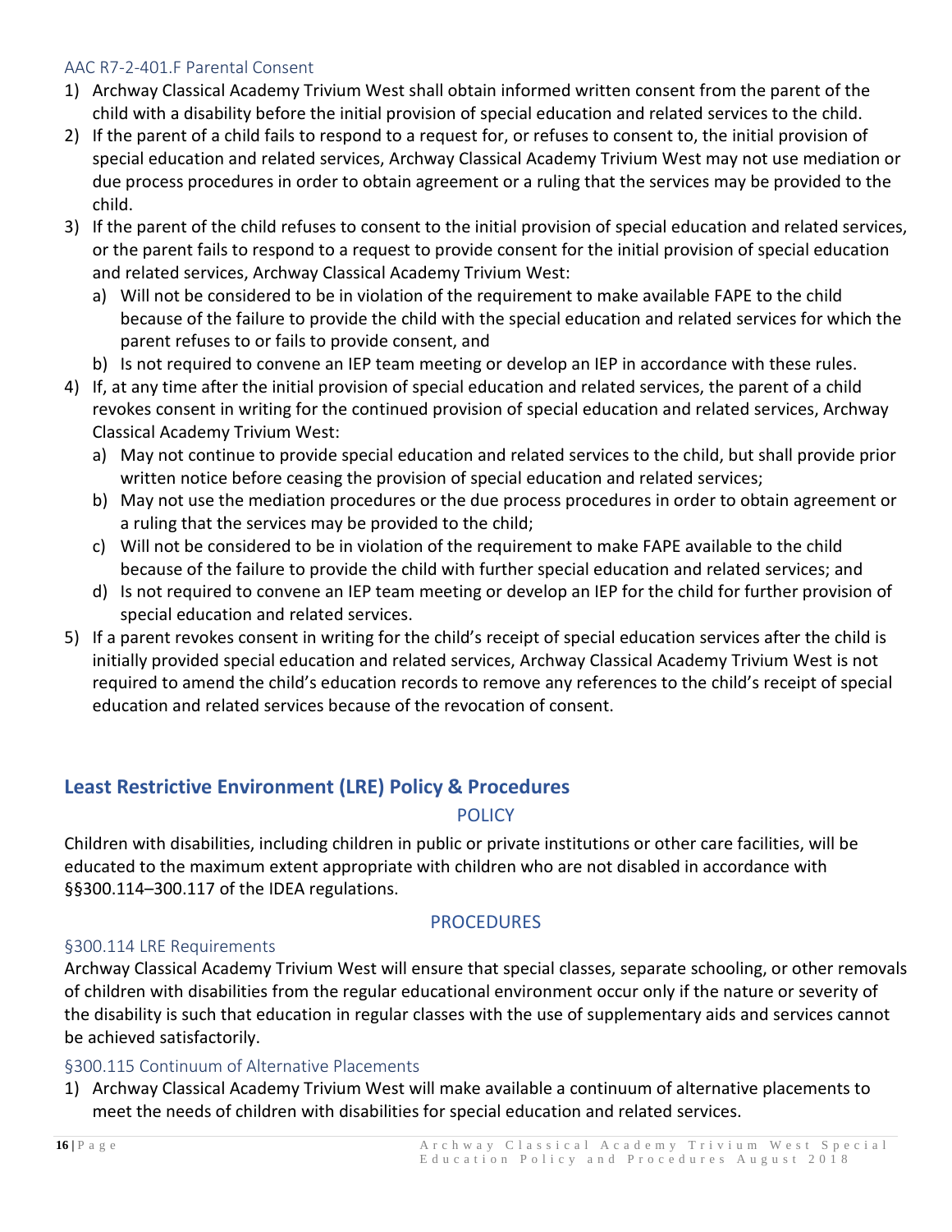### AAC R7-2-401.F Parental Consent

1) Archway Classical Academy Trivium West shall obtain informed written consent from the parent of the child with a disability before the initial provision of special education and related services to the child.
2) If the parent of a child fails to respond to a request for, or refuses to consent to, the initial provision of special education and related services, Archway Classical Academy Trivium West may not use mediation or due process procedures in order to obtain agreement or a ruling that the services may be provided to the child.
3) If the parent of the child refuses to consent to the initial provision of special education and related services, or the parent fails to respond to a request to provide consent for the initial provision of special education and related services, Archway Classical Academy Trivium West:
   a) Will not be considered to be in violation of the requirement to make available FAPE to the child because of the failure to provide the child with the special education and related services for which the parent refuses to or fails to provide consent, and
   b) Is not required to convene an IEP team meeting or develop an IEP in accordance with these rules.
4) If, at any time after the initial provision of special education and related services, the parent of a child revokes consent in writing for the continued provision of special education and related services, Archway Classical Academy Trivium West:
   a) May not continue to provide special education and related services to the child, but shall provide prior written notice before ceasing the provision of special education and related services;
   b) May not use the mediation procedures or the due process procedures in order to obtain agreement or a ruling that the services may be provided to the child;
   c) Will not be considered to be in violation of the requirement to make FAPE available to the child because of the failure to provide the child with further special education and related services; and
   d) Is not required to convene an IEP team meeting or develop an IEP for the child for further provision of special education and related services.
5) If a parent revokes consent in writing for the child's receipt of special education services after the child is initially provided special education and related services, Archway Classical Academy Trivium West is not required to amend the child's education records to remove any references to the child's receipt of special education and related services because of the revocation of consent.

## Least Restrictive Environment (LRE) Policy & Procedures

POLICY

Children with disabilities, including children in public or private institutions or other care facilities, will be educated to the maximum extent appropriate with children who are not disabled in accordance with §§300.114–300.117 of the IDEA regulations.

PROCEDURES

### §300.114 LRE Requirements

Archway Classical Academy Trivium West will ensure that special classes, separate schooling, or other removals of children with disabilities from the regular educational environment occur only if the nature or severity of the disability is such that education in regular classes with the use of supplementary aids and services cannot be achieved satisfactorily.

### §300.115 Continuum of Alternative Placements

1) Archway Classical Academy Trivium West will make available a continuum of alternative placements to meet the needs of children with disabilities for special education and related services.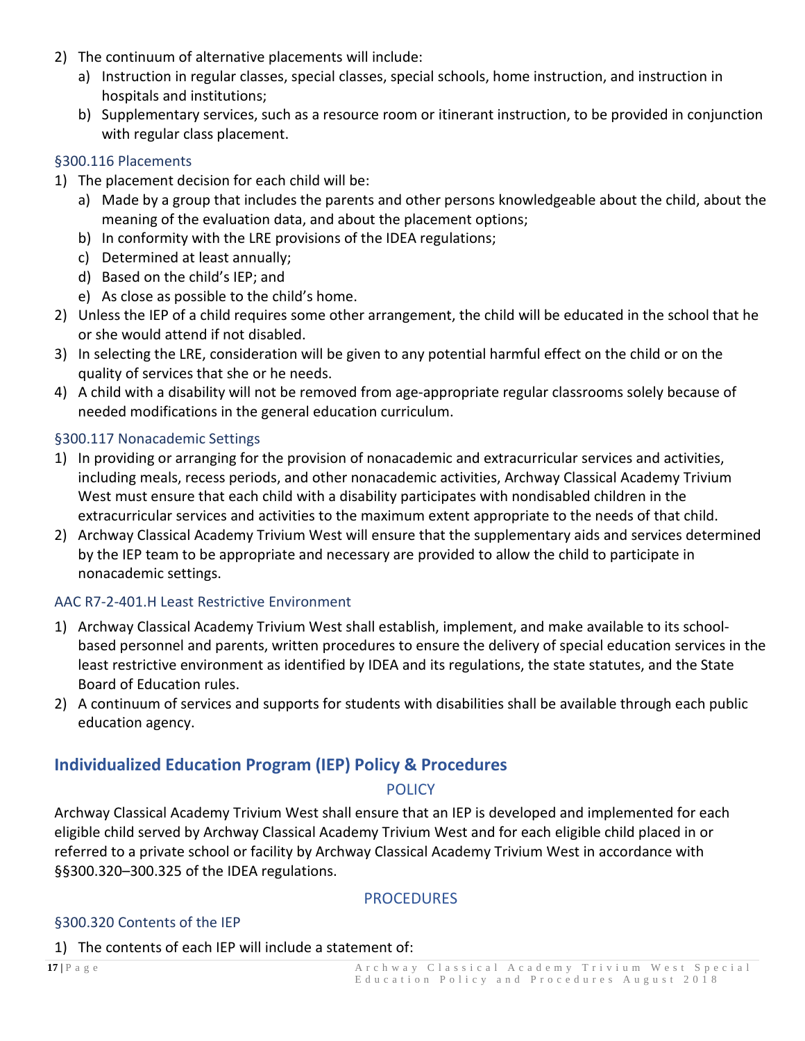2) The continuum of alternative placements will include:
   a) Instruction in regular classes, special classes, special schools, home instruction, and instruction in hospitals and institutions;
   b) Supplementary services, such as a resource room or itinerant instruction, to be provided in conjunction with regular class placement.

### §300.116 Placements

1) The placement decision for each child will be:
   a) Made by a group that includes the parents and other persons knowledgeable about the child, about the meaning of the evaluation data, and about the placement options;
   b) In conformity with the LRE provisions of the IDEA regulations;
   c) Determined at least annually;
   d) Based on the child's IEP; and
   e) As close as possible to the child's home.
2) Unless the IEP of a child requires some other arrangement, the child will be educated in the school that he or she would attend if not disabled.
3) In selecting the LRE, consideration will be given to any potential harmful effect on the child or on the quality of services that she or he needs.
4) A child with a disability will not be removed from age-appropriate regular classrooms solely because of needed modifications in the general education curriculum.

### §300.117 Nonacademic Settings

1) In providing or arranging for the provision of nonacademic and extracurricular services and activities, including meals, recess periods, and other nonacademic activities, Archway Classical Academy Trivium West must ensure that each child with a disability participates with nondisabled children in the extracurricular services and activities to the maximum extent appropriate to the needs of that child.
2) Archway Classical Academy Trivium West will ensure that the supplementary aids and services determined by the IEP team to be appropriate and necessary are provided to allow the child to participate in nonacademic settings.

### AAC R7-2-401.H Least Restrictive Environment

1) Archway Classical Academy Trivium West shall establish, implement, and make available to its school-based personnel and parents, written procedures to ensure the delivery of special education services in the least restrictive environment as identified by IDEA and its regulations, the state statutes, and the State Board of Education rules.
2) A continuum of services and supports for students with disabilities shall be available through each public education agency.

## Individualized Education Program (IEP) Policy & Procedures

### POLICY

Archway Classical Academy Trivium West shall ensure that an IEP is developed and implemented for each eligible child served by Archway Classical Academy Trivium West and for each eligible child placed in or referred to a private school or facility by Archway Classical Academy Trivium West in accordance with §§300.320–300.325 of the IDEA regulations.

### PROCEDURES

### §300.320 Contents of the IEP

1) The contents of each IEP will include a statement of: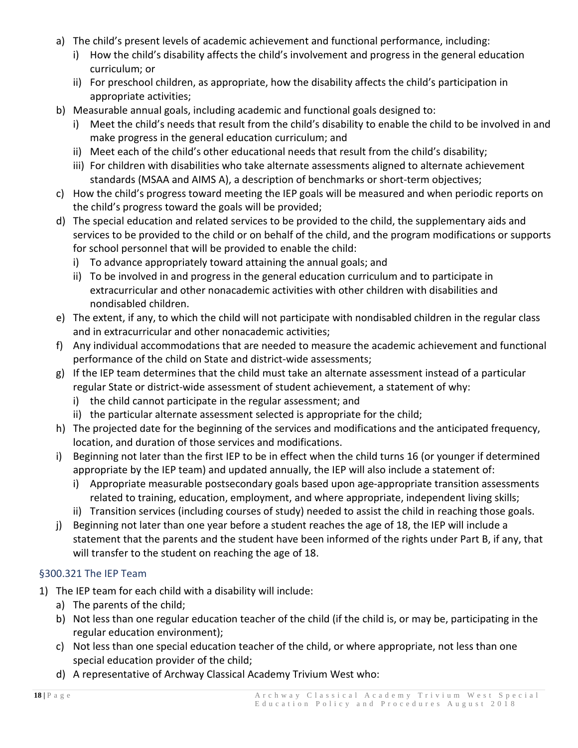a) The child's present levels of academic achievement and functional performance, including:
   i) How the child's disability affects the child's involvement and progress in the general education curriculum; or
   ii) For preschool children, as appropriate, how the disability affects the child's participation in appropriate activities;
b) Measurable annual goals, including academic and functional goals designed to:
   i) Meet the child's needs that result from the child's disability to enable the child to be involved in and make progress in the general education curriculum; and
   ii) Meet each of the child's other educational needs that result from the child's disability;
   iii) For children with disabilities who take alternate assessments aligned to alternate achievement standards (MSAA and AIMS A), a description of benchmarks or short-term objectives;
c) How the child's progress toward meeting the IEP goals will be measured and when periodic reports on the child's progress toward the goals will be provided;
d) The special education and related services to be provided to the child, the supplementary aids and services to be provided to the child or on behalf of the child, and the program modifications or supports for school personnel that will be provided to enable the child:
   i) To advance appropriately toward attaining the annual goals; and
   ii) To be involved in and progress in the general education curriculum and to participate in extracurricular and other nonacademic activities with other children with disabilities and nondisabled children.
e) The extent, if any, to which the child will not participate with nondisabled children in the regular class and in extracurricular and other nonacademic activities;
f) Any individual accommodations that are needed to measure the academic achievement and functional performance of the child on State and district-wide assessments;
g) If the IEP team determines that the child must take an alternate assessment instead of a particular regular State or district-wide assessment of student achievement, a statement of why:
   i) the child cannot participate in the regular assessment; and
   ii) the particular alternate assessment selected is appropriate for the child;
h) The projected date for the beginning of the services and modifications and the anticipated frequency, location, and duration of those services and modifications.
i) Beginning not later than the first IEP to be in effect when the child turns 16 (or younger if determined appropriate by the IEP team) and updated annually, the IEP will also include a statement of:
   i) Appropriate measurable postsecondary goals based upon age-appropriate transition assessments related to training, education, employment, and where appropriate, independent living skills;
   ii) Transition services (including courses of study) needed to assist the child in reaching those goals.
j) Beginning not later than one year before a student reaches the age of 18, the IEP will include a statement that the parents and the student have been informed of the rights under Part B, if any, that will transfer to the student on reaching the age of 18.

### §300.321 The IEP Team

1) The IEP team for each child with a disability will include:
   a) The parents of the child;
   b) Not less than one regular education teacher of the child (if the child is, or may be, participating in the regular education environment);
   c) Not less than one special education teacher of the child, or where appropriate, not less than one special education provider of the child;
   d) A representative of Archway Classical Academy Trivium West who: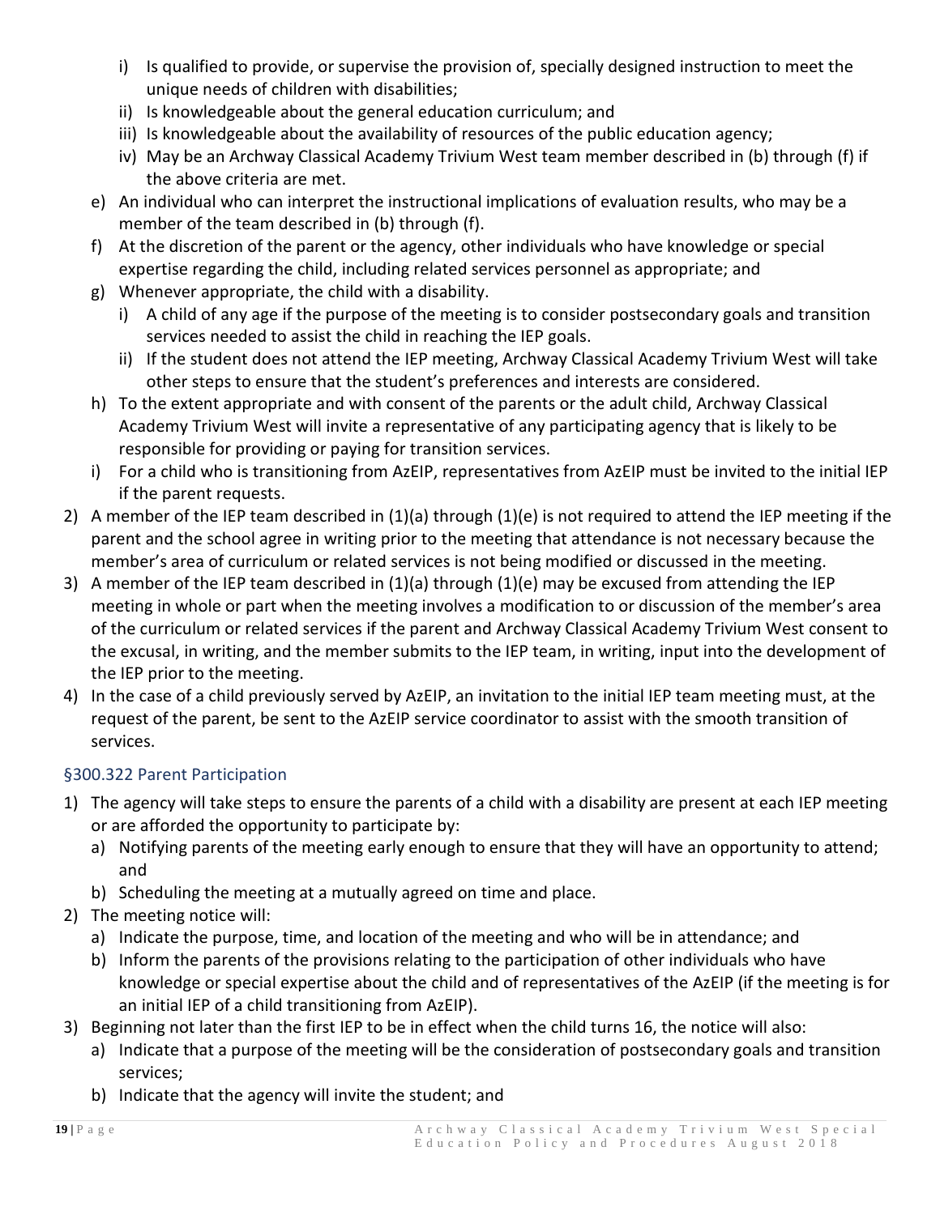i) Is qualified to provide, or supervise the provision of, specially designed instruction to meet the unique needs of children with disabilities;
   ii) Is knowledgeable about the general education curriculum; and
   iii) Is knowledgeable about the availability of resources of the public education agency;
   iv) May be an Archway Classical Academy Trivium West team member described in (b) through (f) if the above criteria are met.
   
   e) An individual who can interpret the instructional implications of evaluation results, who may be a member of the team described in (b) through (f).
   f) At the discretion of the parent or the agency, other individuals who have knowledge or special expertise regarding the child, including related services personnel as appropriate; and
   g) Whenever appropriate, the child with a disability.
      i) A child of any age if the purpose of the meeting is to consider postsecondary goals and transition services needed to assist the child in reaching the IEP goals.
      ii) If the student does not attend the IEP meeting, Archway Classical Academy Trivium West will take other steps to ensure that the student's preferences and interests are considered.
   h) To the extent appropriate and with consent of the parents or the adult child, Archway Classical Academy Trivium West will invite a representative of any participating agency that is likely to be responsible for providing or paying for transition services.
   i) For a child who is transitioning from AzEIP, representatives from AzEIP must be invited to the initial IEP if the parent requests.
2) A member of the IEP team described in (1)(a) through (1)(e) is not required to attend the IEP meeting if the parent and the school agree in writing prior to the meeting that attendance is not necessary because the member's area of curriculum or related services is not being modified or discussed in the meeting.
3) A member of the IEP team described in (1)(a) through (1)(e) may be excused from attending the IEP meeting in whole or part when the meeting involves a modification to or discussion of the member's area of the curriculum or related services if the parent and Archway Classical Academy Trivium West consent to the excusal, in writing, and the member submits to the IEP team, in writing, input into the development of the IEP prior to the meeting.
4) In the case of a child previously served by AzEIP, an invitation to the initial IEP team meeting must, at the request of the parent, be sent to the AzEIP service coordinator to assist with the smooth transition of services.

### §300.322 Parent Participation

1) The agency will take steps to ensure the parents of a child with a disability are present at each IEP meeting or are afforded the opportunity to participate by:
   a) Notifying parents of the meeting early enough to ensure that they will have an opportunity to attend; and
   b) Scheduling the meeting at a mutually agreed on time and place.
2) The meeting notice will:
   a) Indicate the purpose, time, and location of the meeting and who will be in attendance; and
   b) Inform the parents of the provisions relating to the participation of other individuals who have knowledge or special expertise about the child and of representatives of the AzEIP (if the meeting is for an initial IEP of a child transitioning from AzEIP).
3) Beginning not later than the first IEP to be in effect when the child turns 16, the notice will also:
   a) Indicate that a purpose of the meeting will be the consideration of postsecondary goals and transition services;
   b) Indicate that the agency will invite the student; and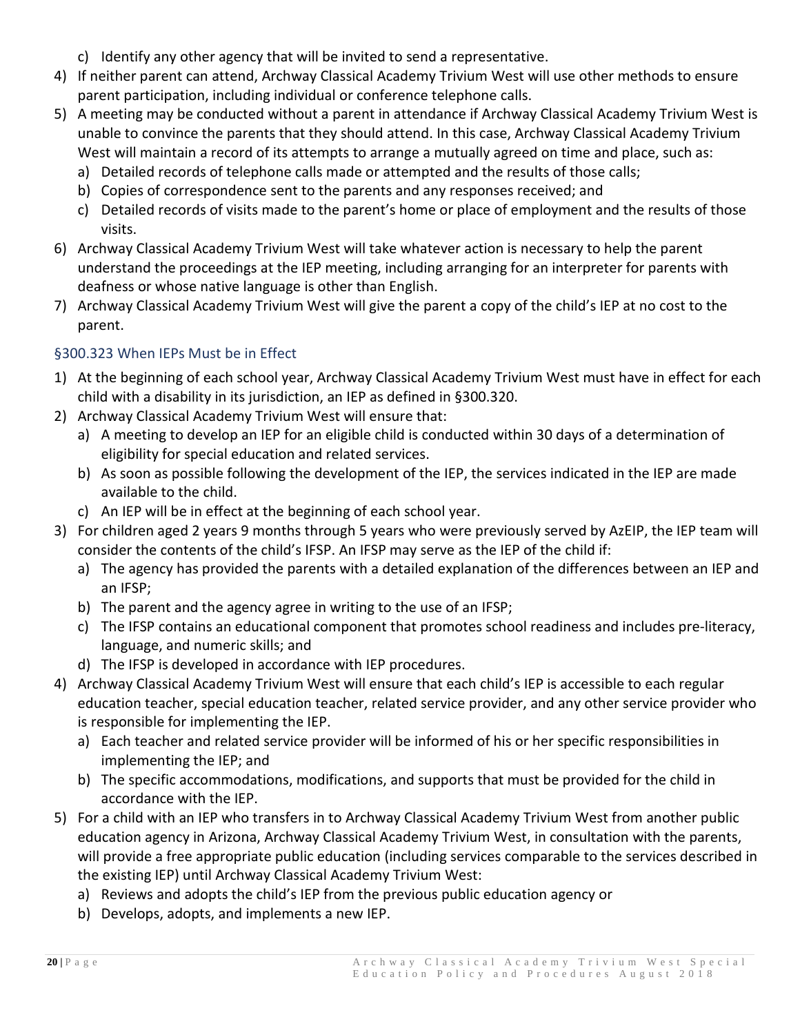c) Identify any other agency that will be invited to send a representative.

4) If neither parent can attend, Archway Classical Academy Trivium West will use other methods to ensure parent participation, including individual or conference telephone calls.
5) A meeting may be conducted without a parent in attendance if Archway Classical Academy Trivium West is unable to convince the parents that they should attend. In this case, Archway Classical Academy Trivium West will maintain a record of its attempts to arrange a mutually agreed on time and place, such as:
   a) Detailed records of telephone calls made or attempted and the results of those calls;
   b) Copies of correspondence sent to the parents and any responses received; and
   c) Detailed records of visits made to the parent's home or place of employment and the results of those visits.
6) Archway Classical Academy Trivium West will take whatever action is necessary to help the parent understand the proceedings at the IEP meeting, including arranging for an interpreter for parents with deafness or whose native language is other than English.
7) Archway Classical Academy Trivium West will give the parent a copy of the child's IEP at no cost to the parent.

### §300.323 When IEPs Must be in Effect

1) At the beginning of each school year, Archway Classical Academy Trivium West must have in effect for each child with a disability in its jurisdiction, an IEP as defined in §300.320.
2) Archway Classical Academy Trivium West will ensure that:
   a) A meeting to develop an IEP for an eligible child is conducted within 30 days of a determination of eligibility for special education and related services.
   b) As soon as possible following the development of the IEP, the services indicated in the IEP are made available to the child.
   c) An IEP will be in effect at the beginning of each school year.
3) For children aged 2 years 9 months through 5 years who were previously served by AzEIP, the IEP team will consider the contents of the child's IFSP. An IFSP may serve as the IEP of the child if:
   a) The agency has provided the parents with a detailed explanation of the differences between an IEP and an IFSP;
   b) The parent and the agency agree in writing to the use of an IFSP;
   c) The IFSP contains an educational component that promotes school readiness and includes pre-literacy, language, and numeric skills; and
   d) The IFSP is developed in accordance with IEP procedures.
4) Archway Classical Academy Trivium West will ensure that each child's IEP is accessible to each regular education teacher, special education teacher, related service provider, and any other service provider who is responsible for implementing the IEP.
   a) Each teacher and related service provider will be informed of his or her specific responsibilities in implementing the IEP; and
   b) The specific accommodations, modifications, and supports that must be provided for the child in accordance with the IEP.
5) For a child with an IEP who transfers in to Archway Classical Academy Trivium West from another public education agency in Arizona, Archway Classical Academy Trivium West, in consultation with the parents, will provide a free appropriate public education (including services comparable to the services described in the existing IEP) until Archway Classical Academy Trivium West:
   a) Reviews and adopts the child's IEP from the previous public education agency or
   b) Develops, adopts, and implements a new IEP.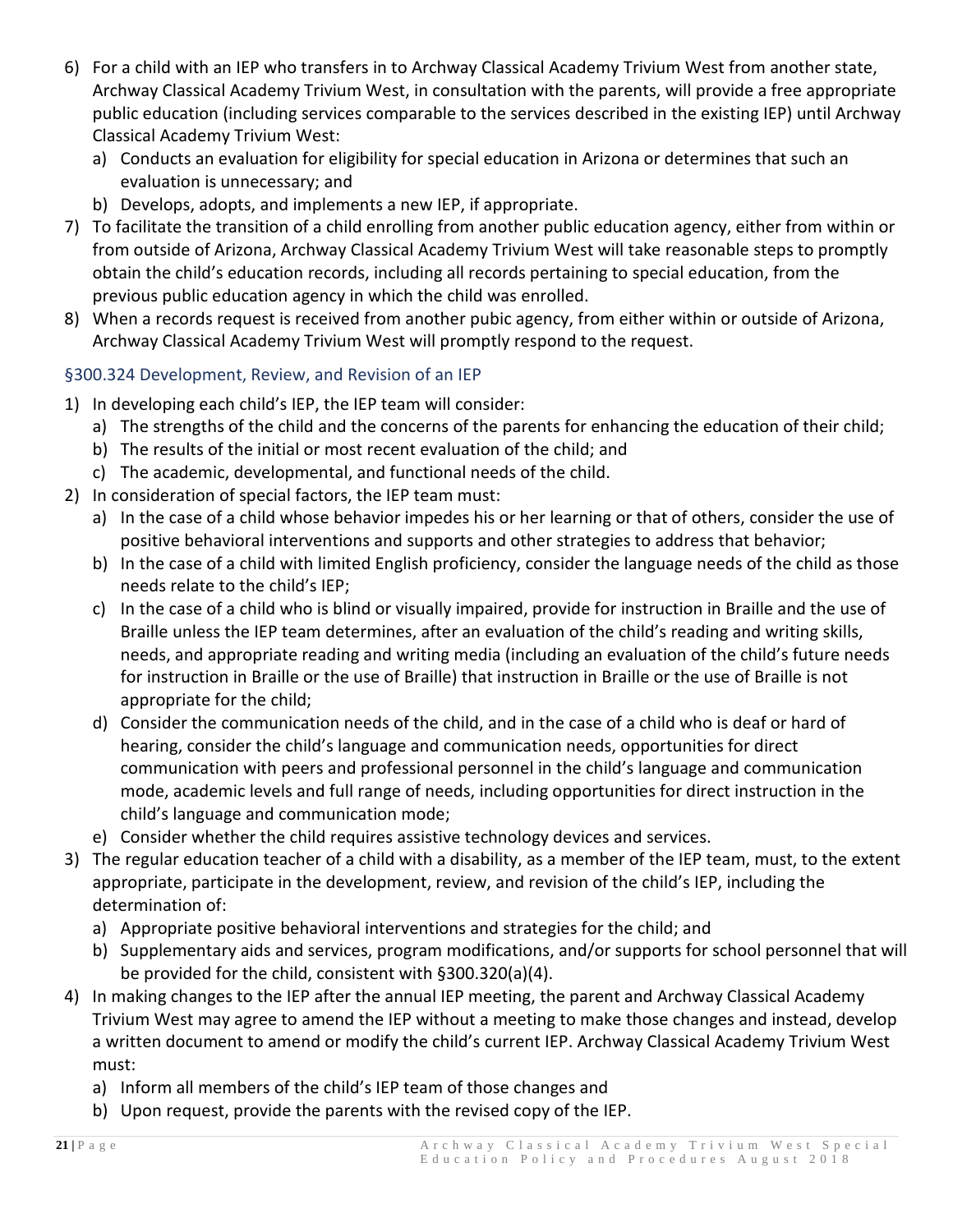6) For a child with an IEP who transfers in to Archway Classical Academy Trivium West from another state, Archway Classical Academy Trivium West, in consultation with the parents, will provide a free appropriate public education (including services comparable to the services described in the existing IEP) until Archway Classical Academy Trivium West:
   a) Conducts an evaluation for eligibility for special education in Arizona or determines that such an evaluation is unnecessary; and
   b) Develops, adopts, and implements a new IEP, if appropriate.
7) To facilitate the transition of a child enrolling from another public education agency, either from within or from outside of Arizona, Archway Classical Academy Trivium West will take reasonable steps to promptly obtain the child's education records, including all records pertaining to special education, from the previous public education agency in which the child was enrolled.
8) When a records request is received from another pubic agency, from either within or outside of Arizona, Archway Classical Academy Trivium West will promptly respond to the request.

### §300.324 Development, Review, and Revision of an IEP

1) In developing each child's IEP, the IEP team will consider:
   a) The strengths of the child and the concerns of the parents for enhancing the education of their child;
   b) The results of the initial or most recent evaluation of the child; and
   c) The academic, developmental, and functional needs of the child.
2) In consideration of special factors, the IEP team must:
   a) In the case of a child whose behavior impedes his or her learning or that of others, consider the use of positive behavioral interventions and supports and other strategies to address that behavior;
   b) In the case of a child with limited English proficiency, consider the language needs of the child as those needs relate to the child's IEP;
   c) In the case of a child who is blind or visually impaired, provide for instruction in Braille and the use of Braille unless the IEP team determines, after an evaluation of the child's reading and writing skills, needs, and appropriate reading and writing media (including an evaluation of the child's future needs for instruction in Braille or the use of Braille) that instruction in Braille or the use of Braille is not appropriate for the child;
   d) Consider the communication needs of the child, and in the case of a child who is deaf or hard of hearing, consider the child's language and communication needs, opportunities for direct communication with peers and professional personnel in the child's language and communication mode, academic levels and full range of needs, including opportunities for direct instruction in the child's language and communication mode;
   e) Consider whether the child requires assistive technology devices and services.
3) The regular education teacher of a child with a disability, as a member of the IEP team, must, to the extent appropriate, participate in the development, review, and revision of the child's IEP, including the determination of:
   a) Appropriate positive behavioral interventions and strategies for the child; and
   b) Supplementary aids and services, program modifications, and/or supports for school personnel that will be provided for the child, consistent with §300.320(a)(4).
4) In making changes to the IEP after the annual IEP meeting, the parent and Archway Classical Academy Trivium West may agree to amend the IEP without a meeting to make those changes and instead, develop a written document to amend or modify the child's current IEP. Archway Classical Academy Trivium West must:
   a) Inform all members of the child's IEP team of those changes and
   b) Upon request, provide the parents with the revised copy of the IEP.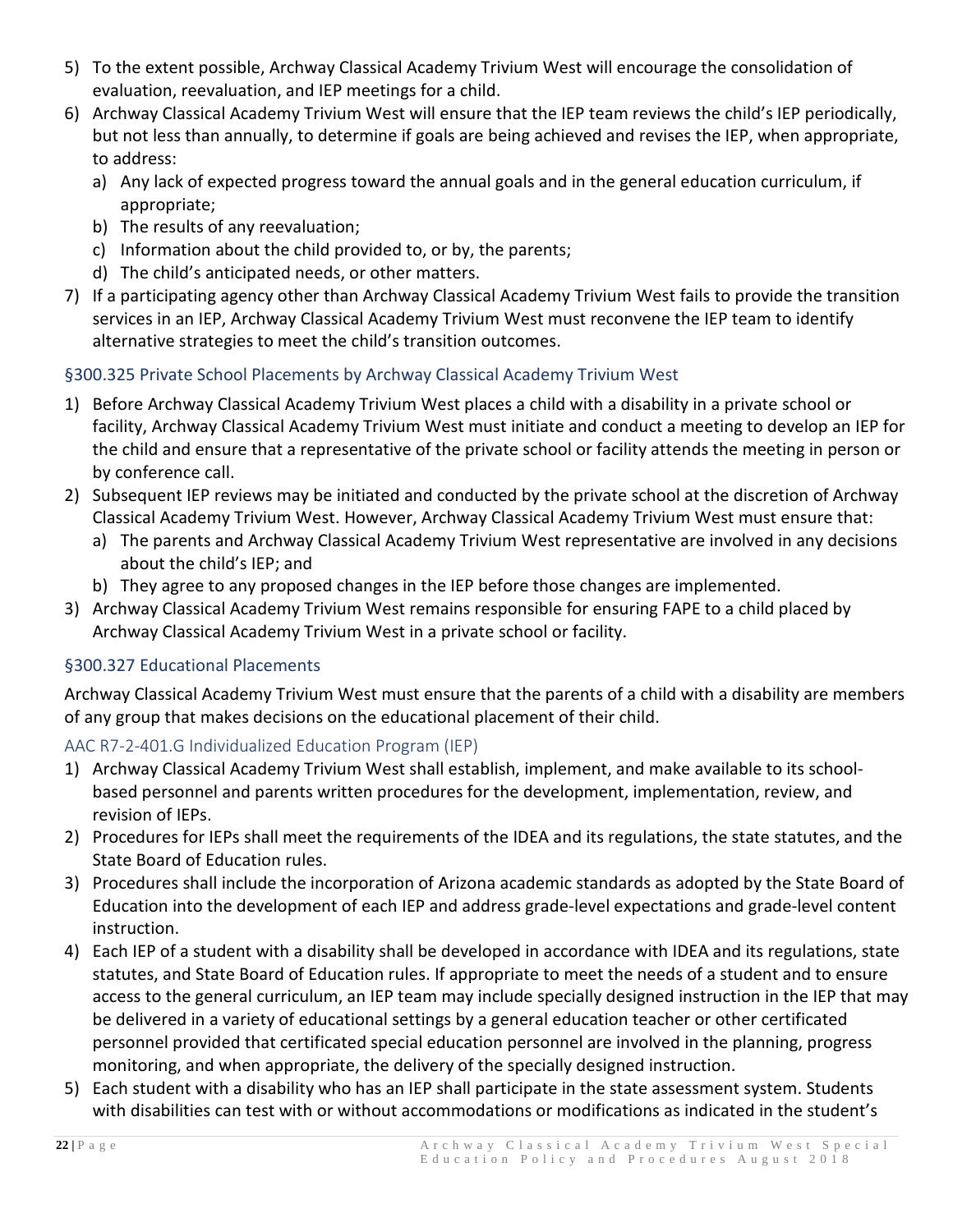5) To the extent possible, Archway Classical Academy Trivium West will encourage the consolidation of evaluation, reevaluation, and IEP meetings for a child.
6) Archway Classical Academy Trivium West will ensure that the IEP team reviews the child's IEP periodically, but not less than annually, to determine if goals are being achieved and revises the IEP, when appropriate, to address:
   a) Any lack of expected progress toward the annual goals and in the general education curriculum, if appropriate;
   b) The results of any reevaluation;
   c) Information about the child provided to, or by, the parents;
   d) The child's anticipated needs, or other matters.
7) If a participating agency other than Archway Classical Academy Trivium West fails to provide the transition services in an IEP, Archway Classical Academy Trivium West must reconvene the IEP team to identify alternative strategies to meet the child's transition outcomes.

### §300.325 Private School Placements by Archway Classical Academy Trivium West

1) Before Archway Classical Academy Trivium West places a child with a disability in a private school or facility, Archway Classical Academy Trivium West must initiate and conduct a meeting to develop an IEP for the child and ensure that a representative of the private school or facility attends the meeting in person or by conference call.
2) Subsequent IEP reviews may be initiated and conducted by the private school at the discretion of Archway Classical Academy Trivium West. However, Archway Classical Academy Trivium West must ensure that:
   a) The parents and Archway Classical Academy Trivium West representative are involved in any decisions about the child's IEP; and
   b) They agree to any proposed changes in the IEP before those changes are implemented.
3) Archway Classical Academy Trivium West remains responsible for ensuring FAPE to a child placed by Archway Classical Academy Trivium West in a private school or facility.

### §300.327 Educational Placements

Archway Classical Academy Trivium West must ensure that the parents of a child with a disability are members of any group that makes decisions on the educational placement of their child.

### AAC R7-2-401.G Individualized Education Program (IEP)

1) Archway Classical Academy Trivium West shall establish, implement, and make available to its school-based personnel and parents written procedures for the development, implementation, review, and revision of IEPs.
2) Procedures for IEPs shall meet the requirements of the IDEA and its regulations, the state statutes, and the State Board of Education rules.
3) Procedures shall include the incorporation of Arizona academic standards as adopted by the State Board of Education into the development of each IEP and address grade-level expectations and grade-level content instruction.
4) Each IEP of a student with a disability shall be developed in accordance with IDEA and its regulations, state statutes, and State Board of Education rules. If appropriate to meet the needs of a student and to ensure access to the general curriculum, an IEP team may include specially designed instruction in the IEP that may be delivered in a variety of educational settings by a general education teacher or other certificated personnel provided that certificated special education personnel are involved in the planning, progress monitoring, and when appropriate, the delivery of the specially designed instruction.
5) Each student with a disability who has an IEP shall participate in the state assessment system. Students with disabilities can test with or without accommodations or modifications as indicated in the student's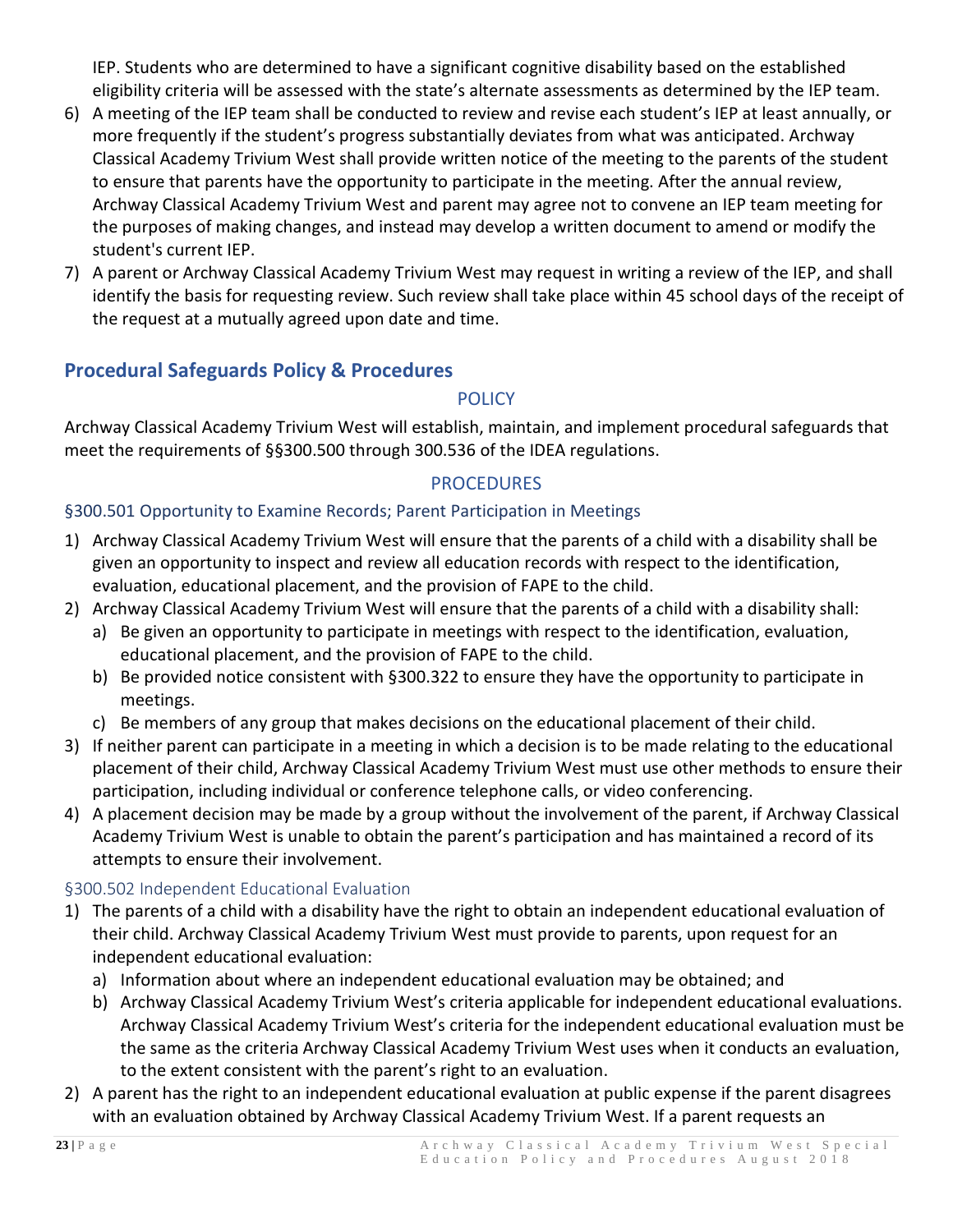IEP. Students who are determined to have a significant cognitive disability based on the established eligibility criteria will be assessed with the state's alternate assessments as determined by the IEP team.

6) A meeting of the IEP team shall be conducted to review and revise each student's IEP at least annually, or more frequently if the student's progress substantially deviates from what was anticipated. Archway Classical Academy Trivium West shall provide written notice of the meeting to the parents of the student to ensure that parents have the opportunity to participate in the meeting. After the annual review, Archway Classical Academy Trivium West and parent may agree not to convene an IEP team meeting for the purposes of making changes, and instead may develop a written document to amend or modify the student's current IEP.
7) A parent or Archway Classical Academy Trivium West may request in writing a review of the IEP, and shall identify the basis for requesting review. Such review shall take place within 45 school days of the receipt of the request at a mutually agreed upon date and time.

## Procedural Safeguards Policy & Procedures

### POLICY

Archway Classical Academy Trivium West will establish, maintain, and implement procedural safeguards that meet the requirements of §§300.500 through 300.536 of the IDEA regulations.

### PROCEDURES

#### §300.501 Opportunity to Examine Records; Parent Participation in Meetings

1) Archway Classical Academy Trivium West will ensure that the parents of a child with a disability shall be given an opportunity to inspect and review all education records with respect to the identification, evaluation, educational placement, and the provision of FAPE to the child.
2) Archway Classical Academy Trivium West will ensure that the parents of a child with a disability shall:
   a) Be given an opportunity to participate in meetings with respect to the identification, evaluation, educational placement, and the provision of FAPE to the child.
   b) Be provided notice consistent with §300.322 to ensure they have the opportunity to participate in meetings.
   c) Be members of any group that makes decisions on the educational placement of their child.
3) If neither parent can participate in a meeting in which a decision is to be made relating to the educational placement of their child, Archway Classical Academy Trivium West must use other methods to ensure their participation, including individual or conference telephone calls, or video conferencing.
4) A placement decision may be made by a group without the involvement of the parent, if Archway Classical Academy Trivium West is unable to obtain the parent's participation and has maintained a record of its attempts to ensure their involvement.

#### §300.502 Independent Educational Evaluation

1) The parents of a child with a disability have the right to obtain an independent educational evaluation of their child. Archway Classical Academy Trivium West must provide to parents, upon request for an independent educational evaluation:
   a) Information about where an independent educational evaluation may be obtained; and
   b) Archway Classical Academy Trivium West's criteria applicable for independent educational evaluations. Archway Classical Academy Trivium West's criteria for the independent educational evaluation must be the same as the criteria Archway Classical Academy Trivium West uses when it conducts an evaluation, to the extent consistent with the parent's right to an evaluation.
2) A parent has the right to an independent educational evaluation at public expense if the parent disagrees with an evaluation obtained by Archway Classical Academy Trivium West. If a parent requests an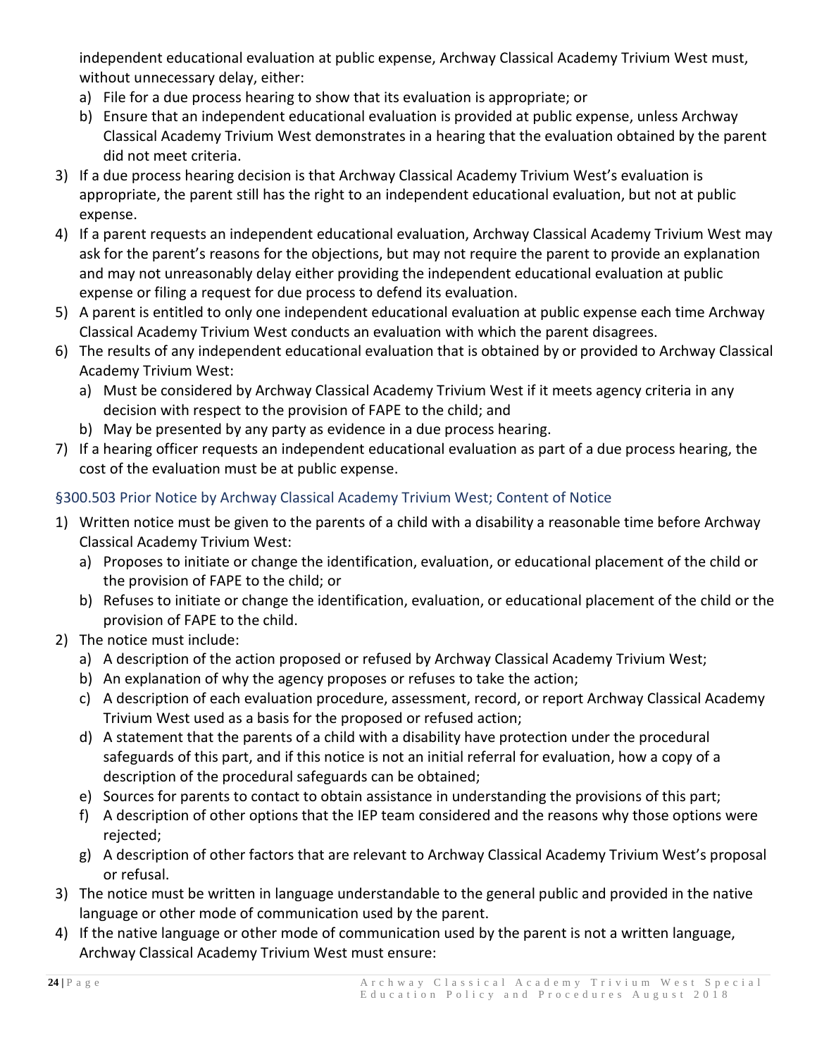independent educational evaluation at public expense, Archway Classical Academy Trivium West must, without unnecessary delay, either:
   a) File for a due process hearing to show that its evaluation is appropriate; or
   b) Ensure that an independent educational evaluation is provided at public expense, unless Archway Classical Academy Trivium West demonstrates in a hearing that the evaluation obtained by the parent did not meet criteria.
3) If a due process hearing decision is that Archway Classical Academy Trivium West's evaluation is appropriate, the parent still has the right to an independent educational evaluation, but not at public expense.
4) If a parent requests an independent educational evaluation, Archway Classical Academy Trivium West may ask for the parent's reasons for the objections, but may not require the parent to provide an explanation and may not unreasonably delay either providing the independent educational evaluation at public expense or filing a request for due process to defend its evaluation.
5) A parent is entitled to only one independent educational evaluation at public expense each time Archway Classical Academy Trivium West conducts an evaluation with which the parent disagrees.
6) The results of any independent educational evaluation that is obtained by or provided to Archway Classical Academy Trivium West:
   a) Must be considered by Archway Classical Academy Trivium West if it meets agency criteria in any decision with respect to the provision of FAPE to the child; and
   b) May be presented by any party as evidence in a due process hearing.
7) If a hearing officer requests an independent educational evaluation as part of a due process hearing, the cost of the evaluation must be at public expense.

### §300.503 Prior Notice by Archway Classical Academy Trivium West; Content of Notice

1) Written notice must be given to the parents of a child with a disability a reasonable time before Archway Classical Academy Trivium West:
   a) Proposes to initiate or change the identification, evaluation, or educational placement of the child or the provision of FAPE to the child; or
   b) Refuses to initiate or change the identification, evaluation, or educational placement of the child or the provision of FAPE to the child.
2) The notice must include:
   a) A description of the action proposed or refused by Archway Classical Academy Trivium West;
   b) An explanation of why the agency proposes or refuses to take the action;
   c) A description of each evaluation procedure, assessment, record, or report Archway Classical Academy Trivium West used as a basis for the proposed or refused action;
   d) A statement that the parents of a child with a disability have protection under the procedural safeguards of this part, and if this notice is not an initial referral for evaluation, how a copy of a description of the procedural safeguards can be obtained;
   e) Sources for parents to contact to obtain assistance in understanding the provisions of this part;
   f) A description of other options that the IEP team considered and the reasons why those options were rejected;
   g) A description of other factors that are relevant to Archway Classical Academy Trivium West's proposal or refusal.
3) The notice must be written in language understandable to the general public and provided in the native language or other mode of communication used by the parent.
4) If the native language or other mode of communication used by the parent is not a written language, Archway Classical Academy Trivium West must ensure: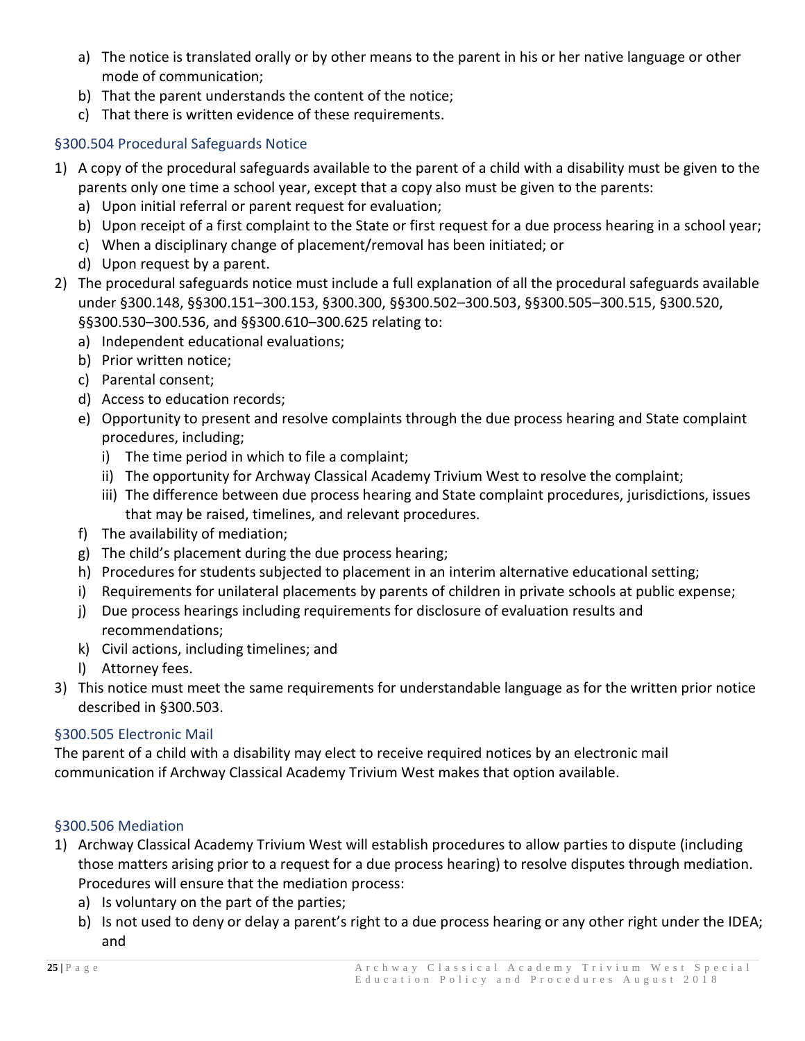a) The notice is translated orally or by other means to the parent in his or her native language or other mode of communication;
b) That the parent understands the content of the notice;
c) That there is written evidence of these requirements.

### §300.504 Procedural Safeguards Notice

1) A copy of the procedural safeguards available to the parent of a child with a disability must be given to the parents only one time a school year, except that a copy also must be given to the parents:
   a) Upon initial referral or parent request for evaluation;
   b) Upon receipt of a first complaint to the State or first request for a due process hearing in a school year;
   c) When a disciplinary change of placement/removal has been initiated; or
   d) Upon request by a parent.
2) The procedural safeguards notice must include a full explanation of all the procedural safeguards available under §300.148, §§300.151–300.153, §300.300, §§300.502–300.503, §§300.505–300.515, §300.520, §§300.530–300.536, and §§300.610–300.625 relating to:
   a) Independent educational evaluations;
   b) Prior written notice;
   c) Parental consent;
   d) Access to education records;
   e) Opportunity to present and resolve complaints through the due process hearing and State complaint procedures, including;
      i) The time period in which to file a complaint;
      ii) The opportunity for Archway Classical Academy Trivium West to resolve the complaint;
      iii) The difference between due process hearing and State complaint procedures, jurisdictions, issues that may be raised, timelines, and relevant procedures.
   f) The availability of mediation;
   g) The child's placement during the due process hearing;
   h) Procedures for students subjected to placement in an interim alternative educational setting;
   i) Requirements for unilateral placements by parents of children in private schools at public expense;
   j) Due process hearings including requirements for disclosure of evaluation results and recommendations;
   k) Civil actions, including timelines; and
   l) Attorney fees.
3) This notice must meet the same requirements for understandable language as for the written prior notice described in §300.503.

### §300.505 Electronic Mail

The parent of a child with a disability may elect to receive required notices by an electronic mail communication if Archway Classical Academy Trivium West makes that option available.

### §300.506 Mediation

1) Archway Classical Academy Trivium West will establish procedures to allow parties to dispute (including those matters arising prior to a request for a due process hearing) to resolve disputes through mediation. Procedures will ensure that the mediation process:
   a) Is voluntary on the part of the parties;
   b) Is not used to deny or delay a parent's right to a due process hearing or any other right under the IDEA; and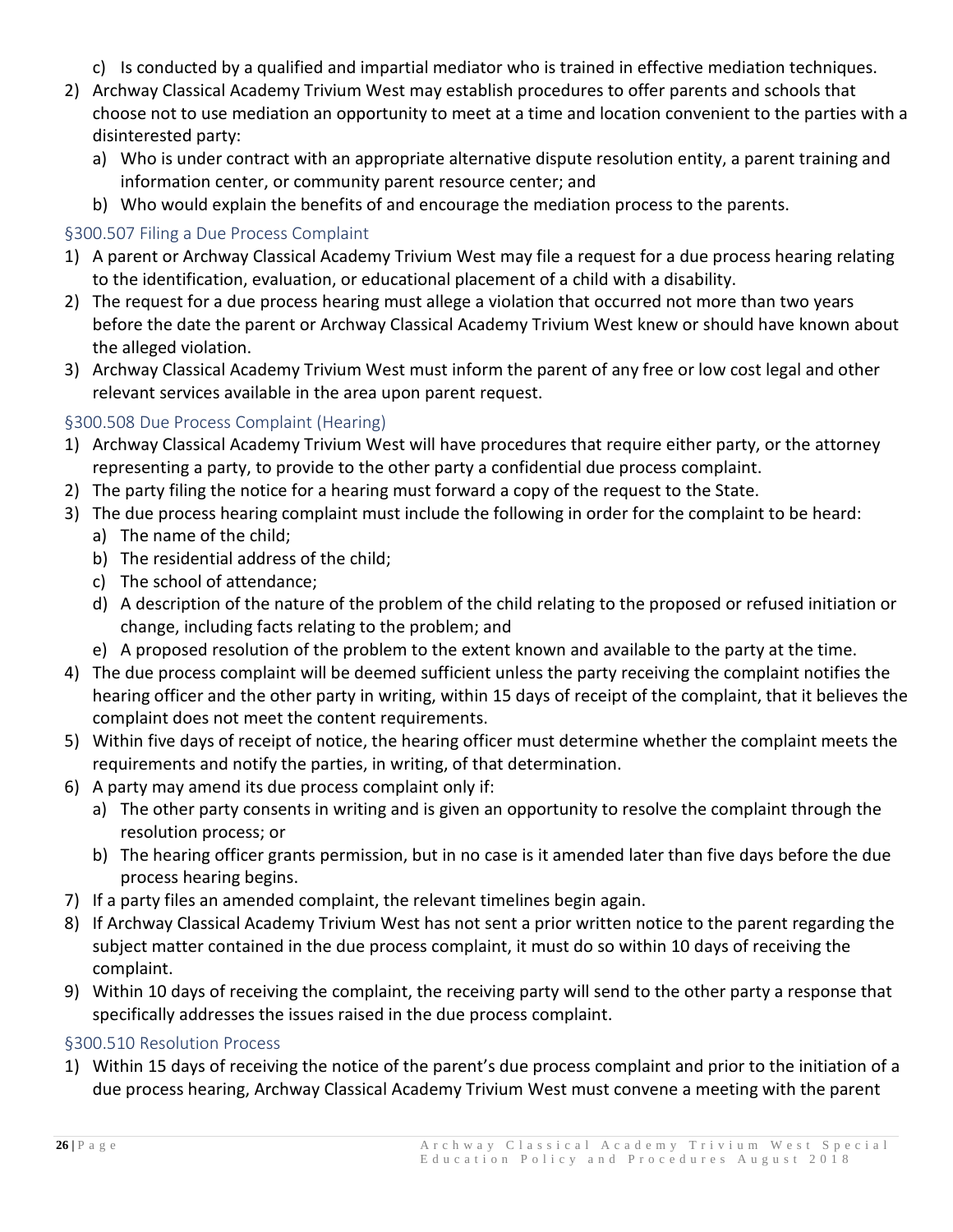c) Is conducted by a qualified and impartial mediator who is trained in effective mediation techniques.
2) Archway Classical Academy Trivium West may establish procedures to offer parents and schools that choose not to use mediation an opportunity to meet at a time and location convenient to the parties with a disinterested party:
   a) Who is under contract with an appropriate alternative dispute resolution entity, a parent training and information center, or community parent resource center; and
   b) Who would explain the benefits of and encourage the mediation process to the parents.

### §300.507 Filing a Due Process Complaint

1) A parent or Archway Classical Academy Trivium West may file a request for a due process hearing relating to the identification, evaluation, or educational placement of a child with a disability.
2) The request for a due process hearing must allege a violation that occurred not more than two years before the date the parent or Archway Classical Academy Trivium West knew or should have known about the alleged violation.
3) Archway Classical Academy Trivium West must inform the parent of any free or low cost legal and other relevant services available in the area upon parent request.

### §300.508 Due Process Complaint (Hearing)

1) Archway Classical Academy Trivium West will have procedures that require either party, or the attorney representing a party, to provide to the other party a confidential due process complaint.
2) The party filing the notice for a hearing must forward a copy of the request to the State.
3) The due process hearing complaint must include the following in order for the complaint to be heard:
   a) The name of the child;
   b) The residential address of the child;
   c) The school of attendance;
   d) A description of the nature of the problem of the child relating to the proposed or refused initiation or change, including facts relating to the problem; and
   e) A proposed resolution of the problem to the extent known and available to the party at the time.
4) The due process complaint will be deemed sufficient unless the party receiving the complaint notifies the hearing officer and the other party in writing, within 15 days of receipt of the complaint, that it believes the complaint does not meet the content requirements.
5) Within five days of receipt of notice, the hearing officer must determine whether the complaint meets the requirements and notify the parties, in writing, of that determination.
6) A party may amend its due process complaint only if:
   a) The other party consents in writing and is given an opportunity to resolve the complaint through the resolution process; or
   b) The hearing officer grants permission, but in no case is it amended later than five days before the due process hearing begins.
7) If a party files an amended complaint, the relevant timelines begin again.
8) If Archway Classical Academy Trivium West has not sent a prior written notice to the parent regarding the subject matter contained in the due process complaint, it must do so within 10 days of receiving the complaint.
9) Within 10 days of receiving the complaint, the receiving party will send to the other party a response that specifically addresses the issues raised in the due process complaint.

### §300.510 Resolution Process

1) Within 15 days of receiving the notice of the parent's due process complaint and prior to the initiation of a due process hearing, Archway Classical Academy Trivium West must convene a meeting with the parent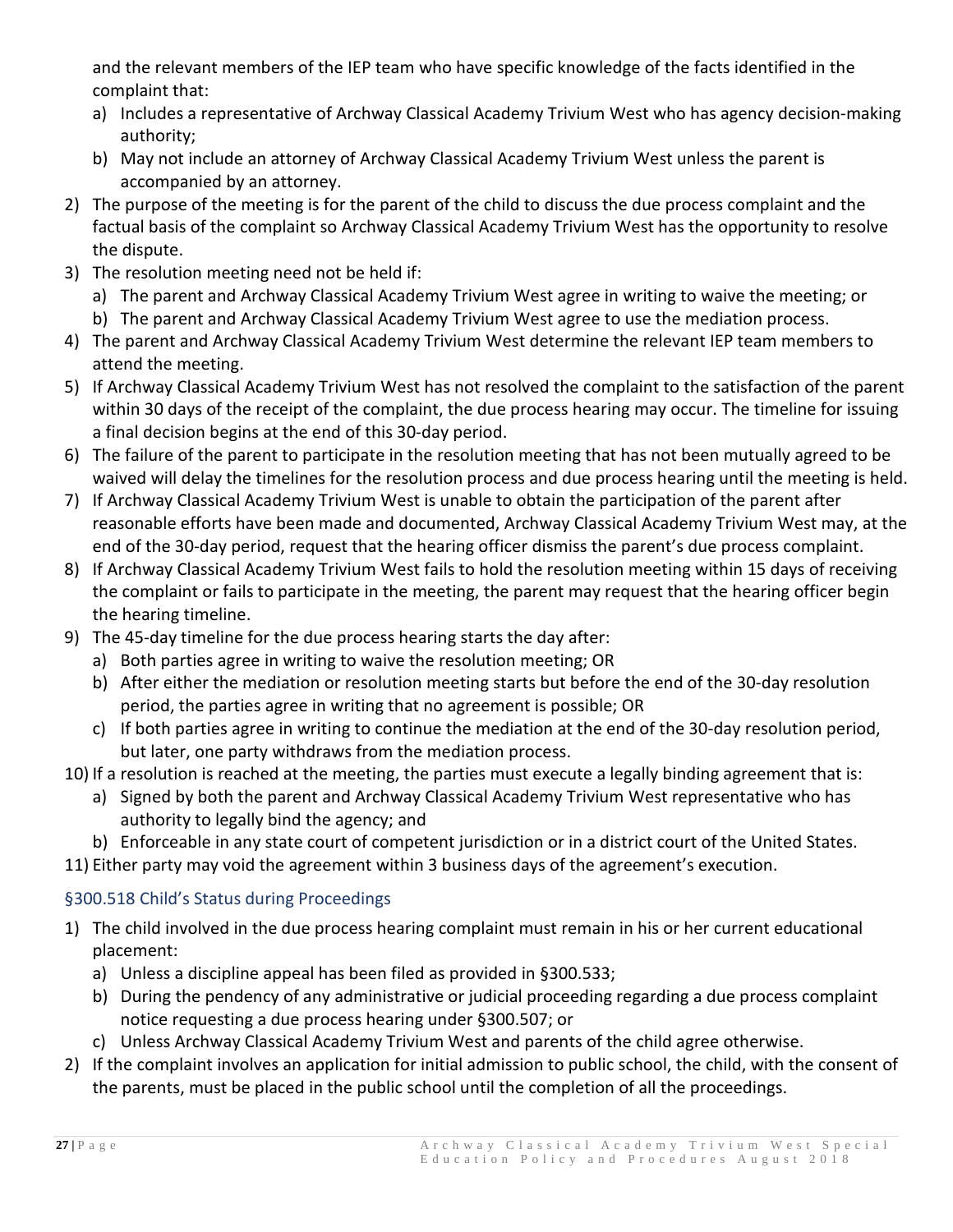and the relevant members of the IEP team who have specific knowledge of the facts identified in the complaint that:

   a) Includes a representative of Archway Classical Academy Trivium West who has agency decision-making authority;
   b) May not include an attorney of Archway Classical Academy Trivium West unless the parent is accompanied by an attorney.

2) The purpose of the meeting is for the parent of the child to discuss the due process complaint and the factual basis of the complaint so Archway Classical Academy Trivium West has the opportunity to resolve the dispute.
3) The resolution meeting need not be held if:
   a) The parent and Archway Classical Academy Trivium West agree in writing to waive the meeting; or
   b) The parent and Archway Classical Academy Trivium West agree to use the mediation process.
4) The parent and Archway Classical Academy Trivium West determine the relevant IEP team members to attend the meeting.
5) If Archway Classical Academy Trivium West has not resolved the complaint to the satisfaction of the parent within 30 days of the receipt of the complaint, the due process hearing may occur. The timeline for issuing a final decision begins at the end of this 30-day period.
6) The failure of the parent to participate in the resolution meeting that has not been mutually agreed to be waived will delay the timelines for the resolution process and due process hearing until the meeting is held.
7) If Archway Classical Academy Trivium West is unable to obtain the participation of the parent after reasonable efforts have been made and documented, Archway Classical Academy Trivium West may, at the end of the 30-day period, request that the hearing officer dismiss the parent's due process complaint.
8) If Archway Classical Academy Trivium West fails to hold the resolution meeting within 15 days of receiving the complaint or fails to participate in the meeting, the parent may request that the hearing officer begin the hearing timeline.
9) The 45-day timeline for the due process hearing starts the day after:
   a) Both parties agree in writing to waive the resolution meeting; OR
   b) After either the mediation or resolution meeting starts but before the end of the 30-day resolution period, the parties agree in writing that no agreement is possible; OR
   c) If both parties agree in writing to continue the mediation at the end of the 30-day resolution period, but later, one party withdraws from the mediation process.
10) If a resolution is reached at the meeting, the parties must execute a legally binding agreement that is:
    a) Signed by both the parent and Archway Classical Academy Trivium West representative who has authority to legally bind the agency; and
    b) Enforceable in any state court of competent jurisdiction or in a district court of the United States.
11) Either party may void the agreement within 3 business days of the agreement's execution.

### §300.518 Child's Status during Proceedings

1) The child involved in the due process hearing complaint must remain in his or her current educational placement:
   a) Unless a discipline appeal has been filed as provided in §300.533;
   b) During the pendency of any administrative or judicial proceeding regarding a due process complaint notice requesting a due process hearing under §300.507; or
   c) Unless Archway Classical Academy Trivium West and parents of the child agree otherwise.
2) If the complaint involves an application for initial admission to public school, the child, with the consent of the parents, must be placed in the public school until the completion of all the proceedings.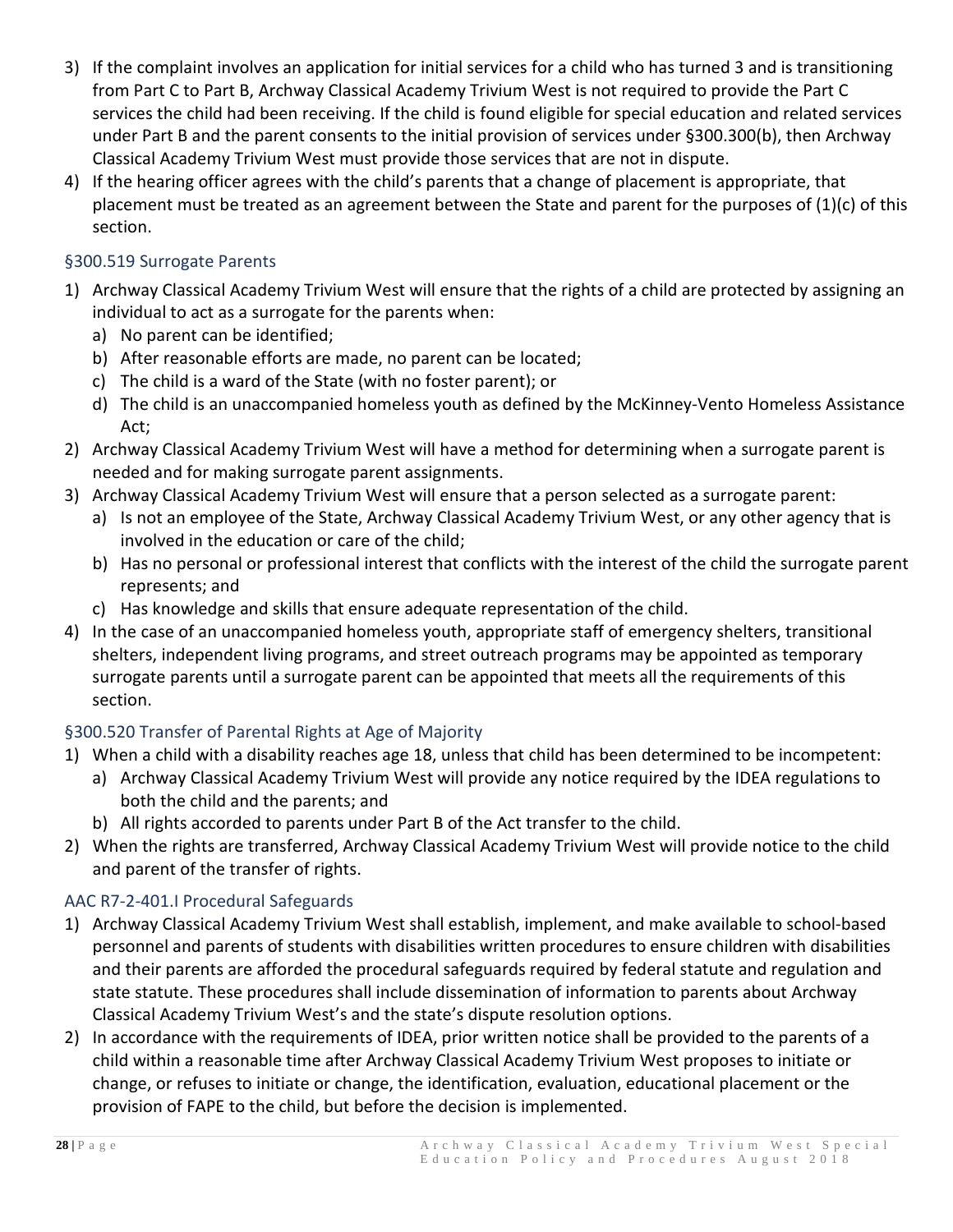3) If the complaint involves an application for initial services for a child who has turned 3 and is transitioning from Part C to Part B, Archway Classical Academy Trivium West is not required to provide the Part C services the child had been receiving. If the child is found eligible for special education and related services under Part B and the parent consents to the initial provision of services under §300.300(b), then Archway Classical Academy Trivium West must provide those services that are not in dispute.
4) If the hearing officer agrees with the child's parents that a change of placement is appropriate, that placement must be treated as an agreement between the State and parent for the purposes of (1)(c) of this section.

### §300.519 Surrogate Parents

1) Archway Classical Academy Trivium West will ensure that the rights of a child are protected by assigning an individual to act as a surrogate for the parents when:
   a) No parent can be identified;
   b) After reasonable efforts are made, no parent can be located;
   c) The child is a ward of the State (with no foster parent); or
   d) The child is an unaccompanied homeless youth as defined by the McKinney-Vento Homeless Assistance Act;
2) Archway Classical Academy Trivium West will have a method for determining when a surrogate parent is needed and for making surrogate parent assignments.
3) Archway Classical Academy Trivium West will ensure that a person selected as a surrogate parent:
   a) Is not an employee of the State, Archway Classical Academy Trivium West, or any other agency that is involved in the education or care of the child;
   b) Has no personal or professional interest that conflicts with the interest of the child the surrogate parent represents; and
   c) Has knowledge and skills that ensure adequate representation of the child.
4) In the case of an unaccompanied homeless youth, appropriate staff of emergency shelters, transitional shelters, independent living programs, and street outreach programs may be appointed as temporary surrogate parents until a surrogate parent can be appointed that meets all the requirements of this section.

### §300.520 Transfer of Parental Rights at Age of Majority

1) When a child with a disability reaches age 18, unless that child has been determined to be incompetent:
   a) Archway Classical Academy Trivium West will provide any notice required by the IDEA regulations to both the child and the parents; and
   b) All rights accorded to parents under Part B of the Act transfer to the child.
2) When the rights are transferred, Archway Classical Academy Trivium West will provide notice to the child and parent of the transfer of rights.

### AAC R7-2-401.I Procedural Safeguards

1) Archway Classical Academy Trivium West shall establish, implement, and make available to school-based personnel and parents of students with disabilities written procedures to ensure children with disabilities and their parents are afforded the procedural safeguards required by federal statute and regulation and state statute. These procedures shall include dissemination of information to parents about Archway Classical Academy Trivium West's and the state's dispute resolution options.
2) In accordance with the requirements of IDEA, prior written notice shall be provided to the parents of a child within a reasonable time after Archway Classical Academy Trivium West proposes to initiate or change, or refuses to initiate or change, the identification, evaluation, educational placement or the provision of FAPE to the child, but before the decision is implemented.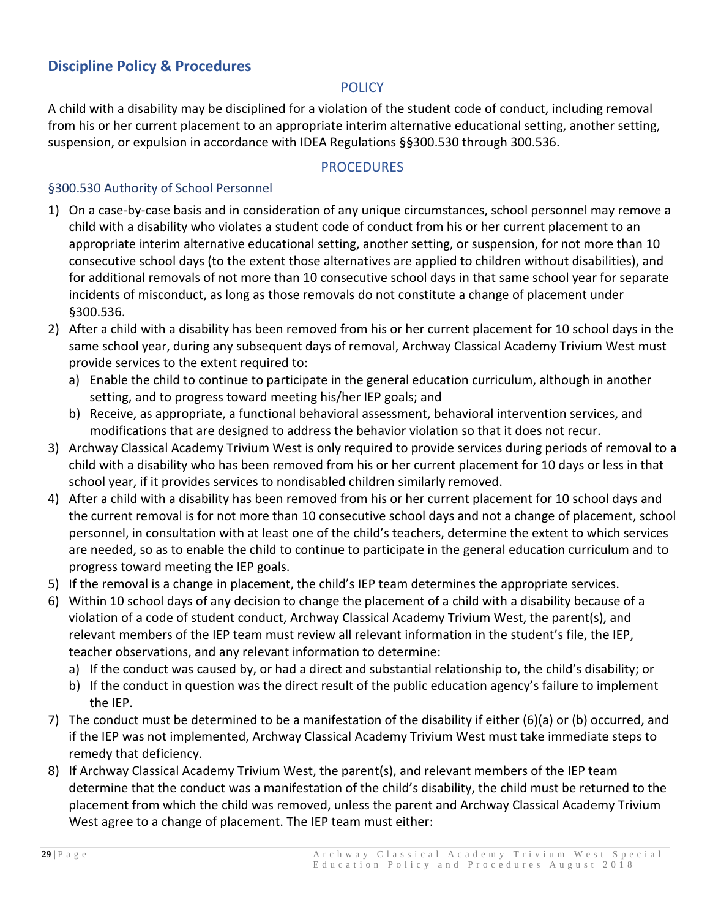## Discipline Policy & Procedures

### POLICY

A child with a disability may be disciplined for a violation of the student code of conduct, including removal from his or her current placement to an appropriate interim alternative educational setting, another setting, suspension, or expulsion in accordance with IDEA Regulations §§300.530 through 300.536.

### PROCEDURES

#### §300.530 Authority of School Personnel

1) On a case-by-case basis and in consideration of any unique circumstances, school personnel may remove a child with a disability who violates a student code of conduct from his or her current placement to an appropriate interim alternative educational setting, another setting, or suspension, for not more than 10 consecutive school days (to the extent those alternatives are applied to children without disabilities), and for additional removals of not more than 10 consecutive school days in that same school year for separate incidents of misconduct, as long as those removals do not constitute a change of placement under §300.536.
2) After a child with a disability has been removed from his or her current placement for 10 school days in the same school year, during any subsequent days of removal, Archway Classical Academy Trivium West must provide services to the extent required to:
   a) Enable the child to continue to participate in the general education curriculum, although in another setting, and to progress toward meeting his/her IEP goals; and
   b) Receive, as appropriate, a functional behavioral assessment, behavioral intervention services, and modifications that are designed to address the behavior violation so that it does not recur.
3) Archway Classical Academy Trivium West is only required to provide services during periods of removal to a child with a disability who has been removed from his or her current placement for 10 days or less in that school year, if it provides services to nondisabled children similarly removed.
4) After a child with a disability has been removed from his or her current placement for 10 school days and the current removal is for not more than 10 consecutive school days and not a change of placement, school personnel, in consultation with at least one of the child's teachers, determine the extent to which services are needed, so as to enable the child to continue to participate in the general education curriculum and to progress toward meeting the IEP goals.
5) If the removal is a change in placement, the child's IEP team determines the appropriate services.
6) Within 10 school days of any decision to change the placement of a child with a disability because of a violation of a code of student conduct, Archway Classical Academy Trivium West, the parent(s), and relevant members of the IEP team must review all relevant information in the student's file, the IEP, teacher observations, and any relevant information to determine:
   a) If the conduct was caused by, or had a direct and substantial relationship to, the child's disability; or
   b) If the conduct in question was the direct result of the public education agency's failure to implement the IEP.
7) The conduct must be determined to be a manifestation of the disability if either (6)(a) or (b) occurred, and if the IEP was not implemented, Archway Classical Academy Trivium West must take immediate steps to remedy that deficiency.
8) If Archway Classical Academy Trivium West, the parent(s), and relevant members of the IEP team determine that the conduct was a manifestation of the child's disability, the child must be returned to the placement from which the child was removed, unless the parent and Archway Classical Academy Trivium West agree to a change of placement. The IEP team must either: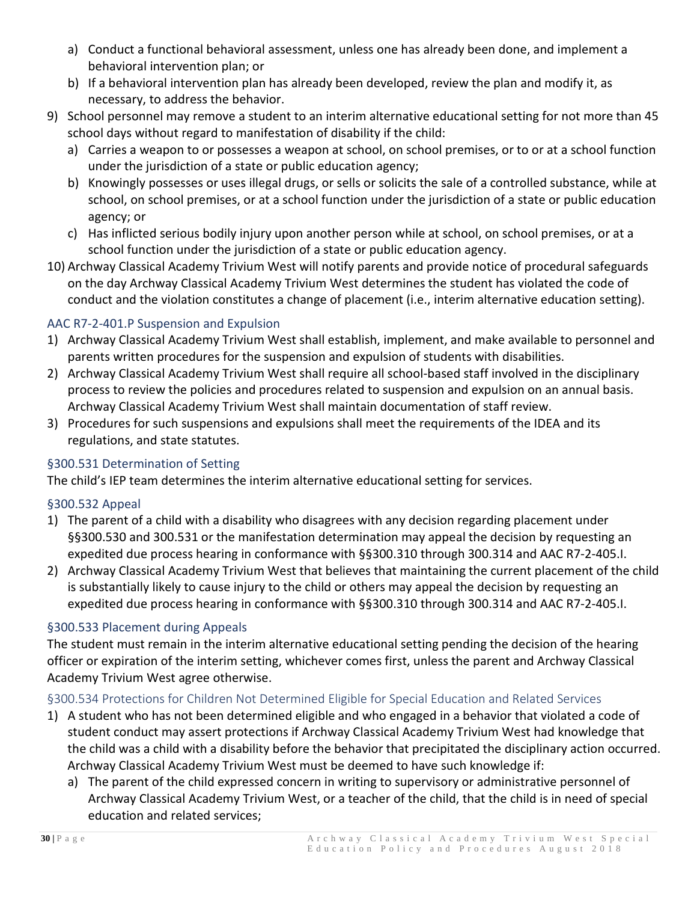a) Conduct a functional behavioral assessment, unless one has already been done, and implement a behavioral intervention plan; or
b) If a behavioral intervention plan has already been developed, review the plan and modify it, as necessary, to address the behavior.

9) School personnel may remove a student to an interim alternative educational setting for not more than 45 school days without regard to manifestation of disability if the child:
   a) Carries a weapon to or possesses a weapon at school, on school premises, or to or at a school function under the jurisdiction of a state or public education agency;
   b) Knowingly possesses or uses illegal drugs, or sells or solicits the sale of a controlled substance, while at school, on school premises, or at a school function under the jurisdiction of a state or public education agency; or
   c) Has inflicted serious bodily injury upon another person while at school, on school premises, or at a school function under the jurisdiction of a state or public education agency.
10) Archway Classical Academy Trivium West will notify parents and provide notice of procedural safeguards on the day Archway Classical Academy Trivium West determines the student has violated the code of conduct and the violation constitutes a change of placement (i.e., interim alternative education setting).

### AAC R7-2-401.P Suspension and Expulsion

1) Archway Classical Academy Trivium West shall establish, implement, and make available to personnel and parents written procedures for the suspension and expulsion of students with disabilities.
2) Archway Classical Academy Trivium West shall require all school-based staff involved in the disciplinary process to review the policies and procedures related to suspension and expulsion on an annual basis. Archway Classical Academy Trivium West shall maintain documentation of staff review.
3) Procedures for such suspensions and expulsions shall meet the requirements of the IDEA and its regulations, and state statutes.

### §300.531 Determination of Setting

The child's IEP team determines the interim alternative educational setting for services.

### §300.532 Appeal

1) The parent of a child with a disability who disagrees with any decision regarding placement under §§300.530 and 300.531 or the manifestation determination may appeal the decision by requesting an expedited due process hearing in conformance with §§300.310 through 300.314 and AAC R7-2-405.I.
2) Archway Classical Academy Trivium West that believes that maintaining the current placement of the child is substantially likely to cause injury to the child or others may appeal the decision by requesting an expedited due process hearing in conformance with §§300.310 through 300.314 and AAC R7-2-405.I.

### §300.533 Placement during Appeals

The student must remain in the interim alternative educational setting pending the decision of the hearing officer or expiration of the interim setting, whichever comes first, unless the parent and Archway Classical Academy Trivium West agree otherwise.

### §300.534 Protections for Children Not Determined Eligible for Special Education and Related Services

1) A student who has not been determined eligible and who engaged in a behavior that violated a code of student conduct may assert protections if Archway Classical Academy Trivium West had knowledge that the child was a child with a disability before the behavior that precipitated the disciplinary action occurred. Archway Classical Academy Trivium West must be deemed to have such knowledge if:
   a) The parent of the child expressed concern in writing to supervisory or administrative personnel of Archway Classical Academy Trivium West, or a teacher of the child, that the child is in need of special education and related services;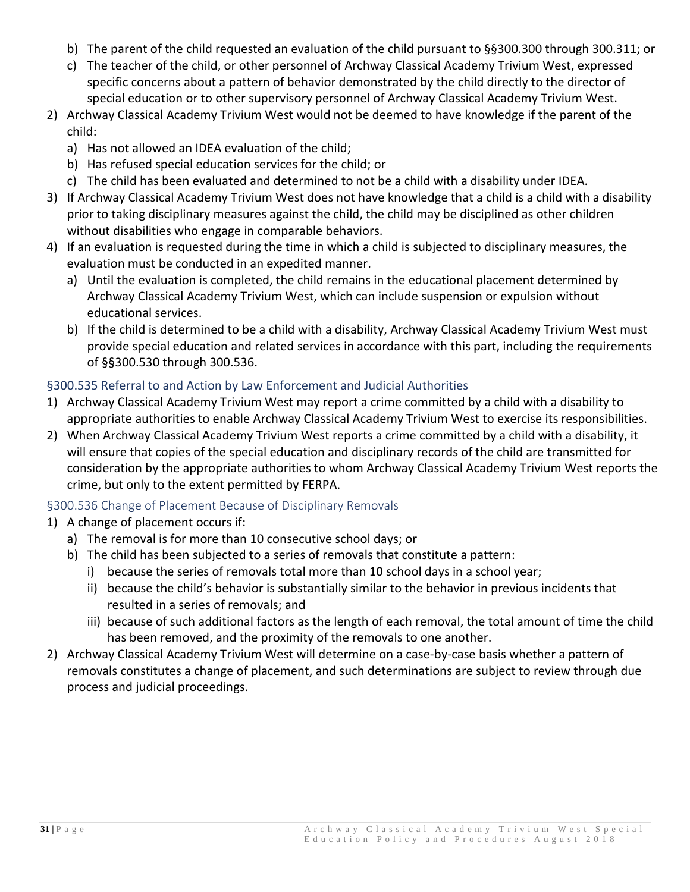b) The parent of the child requested an evaluation of the child pursuant to §§300.300 through 300.311; or
   c) The teacher of the child, or other personnel of Archway Classical Academy Trivium West, expressed specific concerns about a pattern of behavior demonstrated by the child directly to the director of special education or to other supervisory personnel of Archway Classical Academy Trivium West.
2) Archway Classical Academy Trivium West would not be deemed to have knowledge if the parent of the child:
   a) Has not allowed an IDEA evaluation of the child;
   b) Has refused special education services for the child; or
   c) The child has been evaluated and determined to not be a child with a disability under IDEA.
3) If Archway Classical Academy Trivium West does not have knowledge that a child is a child with a disability prior to taking disciplinary measures against the child, the child may be disciplined as other children without disabilities who engage in comparable behaviors.
4) If an evaluation is requested during the time in which a child is subjected to disciplinary measures, the evaluation must be conducted in an expedited manner.
   a) Until the evaluation is completed, the child remains in the educational placement determined by Archway Classical Academy Trivium West, which can include suspension or expulsion without educational services.
   b) If the child is determined to be a child with a disability, Archway Classical Academy Trivium West must provide special education and related services in accordance with this part, including the requirements of §§300.530 through 300.536.

### §300.535 Referral to and Action by Law Enforcement and Judicial Authorities

1) Archway Classical Academy Trivium West may report a crime committed by a child with a disability to appropriate authorities to enable Archway Classical Academy Trivium West to exercise its responsibilities.
2) When Archway Classical Academy Trivium West reports a crime committed by a child with a disability, it will ensure that copies of the special education and disciplinary records of the child are transmitted for consideration by the appropriate authorities to whom Archway Classical Academy Trivium West reports the crime, but only to the extent permitted by FERPA.

### §300.536 Change of Placement Because of Disciplinary Removals

1) A change of placement occurs if:
   a) The removal is for more than 10 consecutive school days; or
   b) The child has been subjected to a series of removals that constitute a pattern:
      i) because the series of removals total more than 10 school days in a school year;
      ii) because the child's behavior is substantially similar to the behavior in previous incidents that resulted in a series of removals; and
      iii) because of such additional factors as the length of each removal, the total amount of time the child has been removed, and the proximity of the removals to one another.
2) Archway Classical Academy Trivium West will determine on a case-by-case basis whether a pattern of removals constitutes a change of placement, and such determinations are subject to review through due process and judicial proceedings.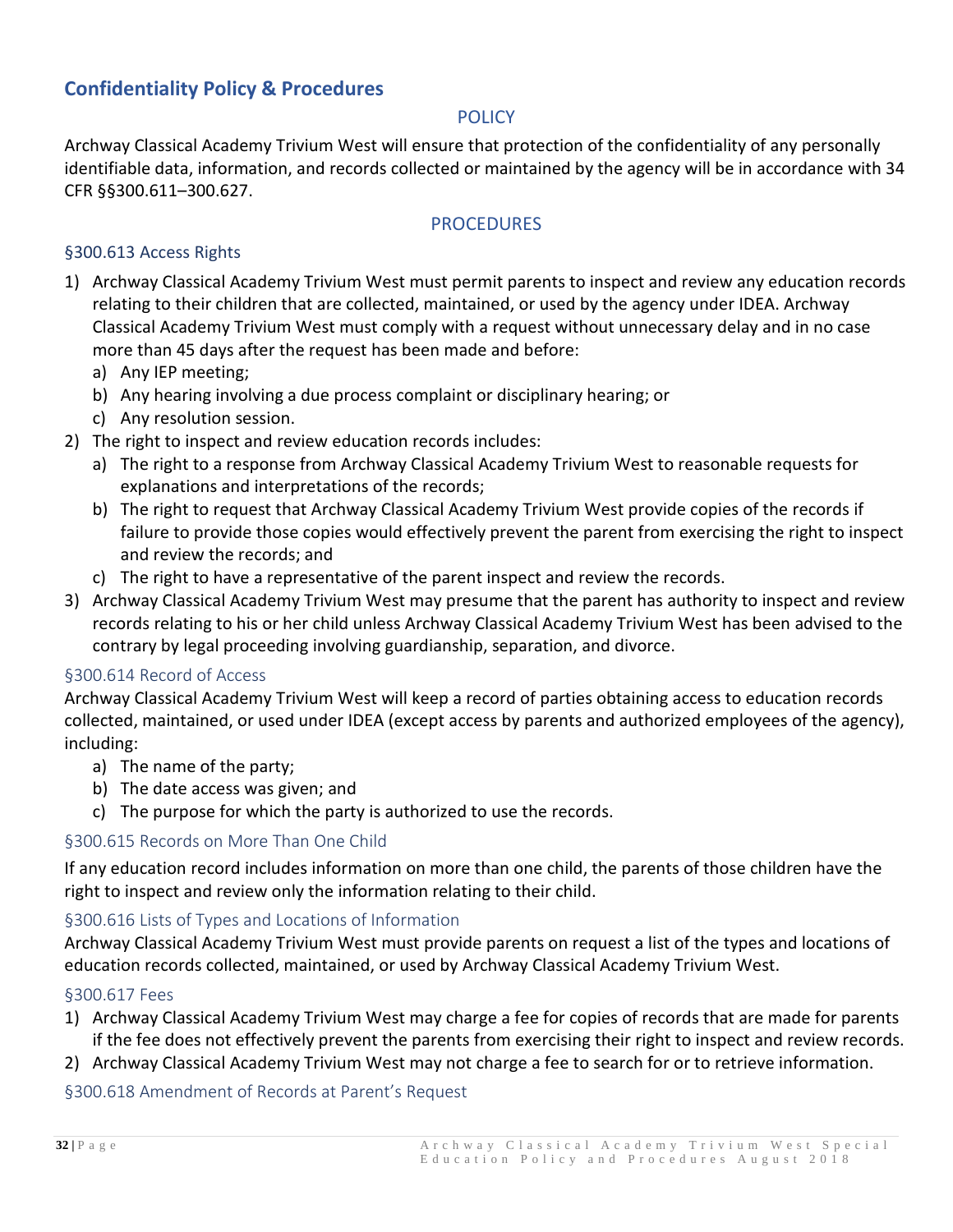## Confidentiality Policy & Procedures

### POLICY

Archway Classical Academy Trivium West will ensure that protection of the confidentiality of any personally identifiable data, information, and records collected or maintained by the agency will be in accordance with 34 CFR §§300.611–300.627.

### PROCEDURES

#### §300.613 Access Rights

1) Archway Classical Academy Trivium West must permit parents to inspect and review any education records relating to their children that are collected, maintained, or used by the agency under IDEA. Archway Classical Academy Trivium West must comply with a request without unnecessary delay and in no case more than 45 days after the request has been made and before:
   a) Any IEP meeting;
   b) Any hearing involving a due process complaint or disciplinary hearing; or
   c) Any resolution session.
2) The right to inspect and review education records includes:
   a) The right to a response from Archway Classical Academy Trivium West to reasonable requests for explanations and interpretations of the records;
   b) The right to request that Archway Classical Academy Trivium West provide copies of the records if failure to provide those copies would effectively prevent the parent from exercising the right to inspect and review the records; and
   c) The right to have a representative of the parent inspect and review the records.
3) Archway Classical Academy Trivium West may presume that the parent has authority to inspect and review records relating to his or her child unless Archway Classical Academy Trivium West has been advised to the contrary by legal proceeding involving guardianship, separation, and divorce.

#### §300.614 Record of Access

Archway Classical Academy Trivium West will keep a record of parties obtaining access to education records collected, maintained, or used under IDEA (except access by parents and authorized employees of the agency), including:

a) The name of the party;
b) The date access was given; and
c) The purpose for which the party is authorized to use the records.

#### §300.615 Records on More Than One Child

If any education record includes information on more than one child, the parents of those children have the right to inspect and review only the information relating to their child.

#### §300.616 Lists of Types and Locations of Information

Archway Classical Academy Trivium West must provide parents on request a list of the types and locations of education records collected, maintained, or used by Archway Classical Academy Trivium West.

#### §300.617 Fees

1) Archway Classical Academy Trivium West may charge a fee for copies of records that are made for parents if the fee does not effectively prevent the parents from exercising their right to inspect and review records.
2) Archway Classical Academy Trivium West may not charge a fee to search for or to retrieve information.

#### §300.618 Amendment of Records at Parent's Request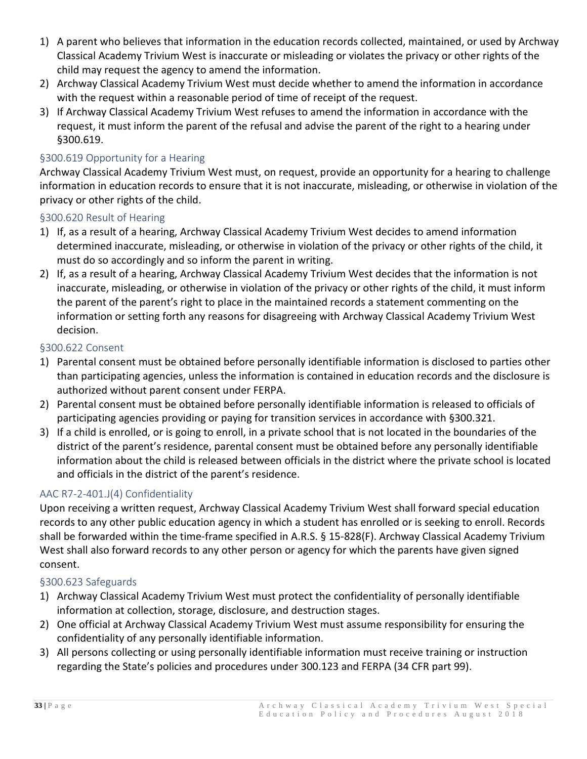1) A parent who believes that information in the education records collected, maintained, or used by Archway Classical Academy Trivium West is inaccurate or misleading or violates the privacy or other rights of the child may request the agency to amend the information.
2) Archway Classical Academy Trivium West must decide whether to amend the information in accordance with the request within a reasonable period of time of receipt of the request.
3) If Archway Classical Academy Trivium West refuses to amend the information in accordance with the request, it must inform the parent of the refusal and advise the parent of the right to a hearing under §300.619.

### §300.619 Opportunity for a Hearing

Archway Classical Academy Trivium West must, on request, provide an opportunity for a hearing to challenge information in education records to ensure that it is not inaccurate, misleading, or otherwise in violation of the privacy or other rights of the child.

### §300.620 Result of Hearing

1) If, as a result of a hearing, Archway Classical Academy Trivium West decides to amend information determined inaccurate, misleading, or otherwise in violation of the privacy or other rights of the child, it must do so accordingly and so inform the parent in writing.
2) If, as a result of a hearing, Archway Classical Academy Trivium West decides that the information is not inaccurate, misleading, or otherwise in violation of the privacy or other rights of the child, it must inform the parent of the parent's right to place in the maintained records a statement commenting on the information or setting forth any reasons for disagreeing with Archway Classical Academy Trivium West decision.

### §300.622 Consent

1) Parental consent must be obtained before personally identifiable information is disclosed to parties other than participating agencies, unless the information is contained in education records and the disclosure is authorized without parent consent under FERPA.
2) Parental consent must be obtained before personally identifiable information is released to officials of participating agencies providing or paying for transition services in accordance with §300.321.
3) If a child is enrolled, or is going to enroll, in a private school that is not located in the boundaries of the district of the parent's residence, parental consent must be obtained before any personally identifiable information about the child is released between officials in the district where the private school is located and officials in the district of the parent's residence.

### AAC R7-2-401.J(4) Confidentiality

Upon receiving a written request, Archway Classical Academy Trivium West shall forward special education records to any other public education agency in which a student has enrolled or is seeking to enroll. Records shall be forwarded within the time-frame specified in A.R.S. § 15-828(F). Archway Classical Academy Trivium West shall also forward records to any other person or agency for which the parents have given signed consent.

### §300.623 Safeguards

1) Archway Classical Academy Trivium West must protect the confidentiality of personally identifiable information at collection, storage, disclosure, and destruction stages.
2) One official at Archway Classical Academy Trivium West must assume responsibility for ensuring the confidentiality of any personally identifiable information.
3) All persons collecting or using personally identifiable information must receive training or instruction regarding the State's policies and procedures under 300.123 and FERPA (34 CFR part 99).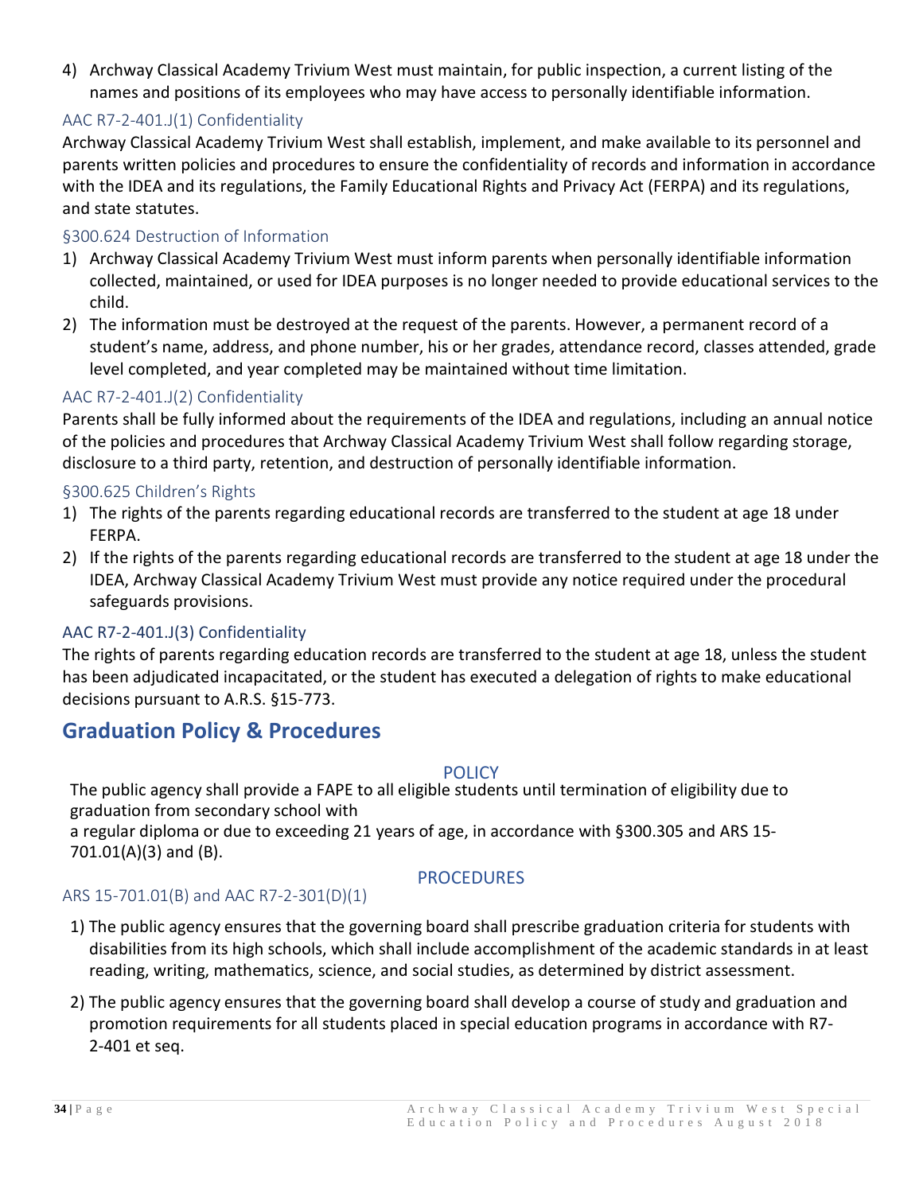4) Archway Classical Academy Trivium West must maintain, for public inspection, a current listing of the names and positions of its employees who may have access to personally identifiable information.

### AAC R7-2-401.J(1) Confidentiality

Archway Classical Academy Trivium West shall establish, implement, and make available to its personnel and parents written policies and procedures to ensure the confidentiality of records and information in accordance with the IDEA and its regulations, the Family Educational Rights and Privacy Act (FERPA) and its regulations, and state statutes.

### §300.624 Destruction of Information

1) Archway Classical Academy Trivium West must inform parents when personally identifiable information collected, maintained, or used for IDEA purposes is no longer needed to provide educational services to the child.
2) The information must be destroyed at the request of the parents. However, a permanent record of a student's name, address, and phone number, his or her grades, attendance record, classes attended, grade level completed, and year completed may be maintained without time limitation.

### AAC R7-2-401.J(2) Confidentiality

Parents shall be fully informed about the requirements of the IDEA and regulations, including an annual notice of the policies and procedures that Archway Classical Academy Trivium West shall follow regarding storage, disclosure to a third party, retention, and destruction of personally identifiable information.

### §300.625 Children's Rights

1) The rights of the parents regarding educational records are transferred to the student at age 18 under FERPA.
2) If the rights of the parents regarding educational records are transferred to the student at age 18 under the IDEA, Archway Classical Academy Trivium West must provide any notice required under the procedural safeguards provisions.

### AAC R7-2-401.J(3) Confidentiality

The rights of parents regarding education records are transferred to the student at age 18, unless the student has been adjudicated incapacitated, or the student has executed a delegation of rights to make educational decisions pursuant to A.R.S. §15-773.

## Graduation Policy & Procedures

### POLICY

The public agency shall provide a FAPE to all eligible students until termination of eligibility due to graduation from secondary school with
a regular diploma or due to exceeding 21 years of age, in accordance with §300.305 and ARS 15-701.01(A)(3) and (B).

### PROCEDURES

### ARS 15-701.01(B) and AAC R7-2-301(D)(1)

1) The public agency ensures that the governing board shall prescribe graduation criteria for students with disabilities from its high schools, which shall include accomplishment of the academic standards in at least reading, writing, mathematics, science, and social studies, as determined by district assessment.
2) The public agency ensures that the governing board shall develop a course of study and graduation and promotion requirements for all students placed in special education programs in accordance with R7-2-401 et seq.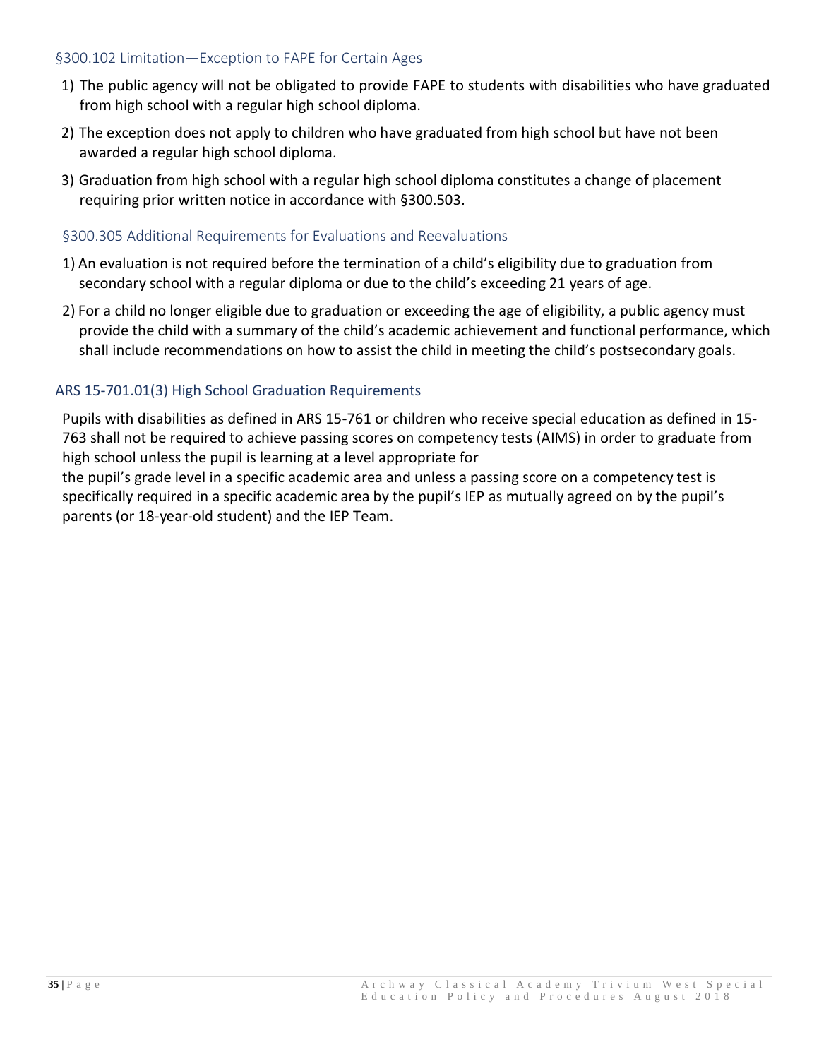### §300.102 Limitation—Exception to FAPE for Certain Ages

1) The public agency will not be obligated to provide FAPE to students with disabilities who have graduated from high school with a regular high school diploma.
2) The exception does not apply to children who have graduated from high school but have not been awarded a regular high school diploma.
3) Graduation from high school with a regular high school diploma constitutes a change of placement requiring prior written notice in accordance with §300.503.

### §300.305 Additional Requirements for Evaluations and Reevaluations

1) An evaluation is not required before the termination of a child's eligibility due to graduation from secondary school with a regular diploma or due to the child's exceeding 21 years of age.
2) For a child no longer eligible due to graduation or exceeding the age of eligibility, a public agency must provide the child with a summary of the child's academic achievement and functional performance, which shall include recommendations on how to assist the child in meeting the child's postsecondary goals.

## ARS 15-701.01(3) High School Graduation Requirements

Pupils with disabilities as defined in ARS 15-761 or children who receive special education as defined in 15-763 shall not be required to achieve passing scores on competency tests (AIMS) in order to graduate from high school unless the pupil is learning at a level appropriate for the pupil's grade level in a specific academic area and unless a passing score on a competency test is specifically required in a specific academic area by the pupil's IEP as mutually agreed on by the pupil's parents (or 18-year-old student) and the IEP Team.